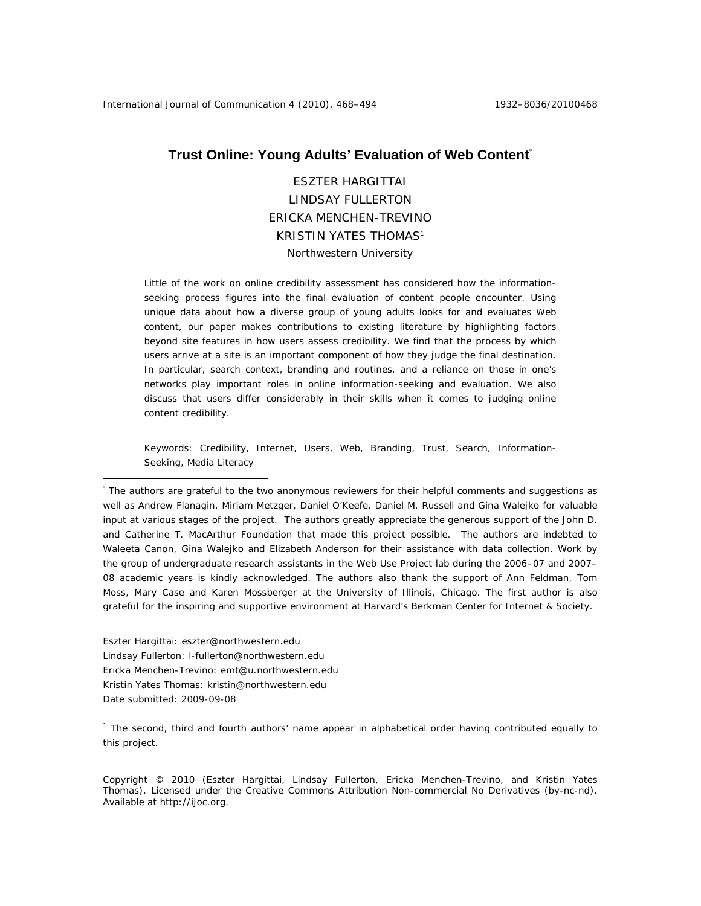# Trust Online: Young Adults' Evaluation of Web Content[◦]

ESZTER HARGITTAI
LINDSAY FULLERTON
ERICKA MENCHEN-TREVINO
KRISTIN YATES THOMAS[1]
Northwestern University

*Little of the work on online credibility assessment has considered how the information-seeking process figures into the final evaluation of content people encounter. Using unique data about how a diverse group of young adults looks for and evaluates Web content, our paper makes contributions to existing literature by highlighting factors beyond site features in how users assess credibility. We find that the process by which users arrive at a site is an important component of how they judge the final destination. In particular, search context, branding and routines, and a reliance on those in one's networks play important roles in online information-seeking and evaluation. We also discuss that users differ considerably in their skills when it comes to judging online content credibility.*

*Keywords: Credibility, Internet, Users, Web, Branding, Trust, Search, Information-Seeking, Media Literacy*

---

[◦] The authors are grateful to the two anonymous reviewers for their helpful comments and suggestions as well as Andrew Flanagin, Miriam Metzger, Daniel O'Keefe, Daniel M. Russell and Gina Walejko for valuable input at various stages of the project. The authors greatly appreciate the generous support of the John D. and Catherine T. MacArthur Foundation that made this project possible. The authors are indebted to Waleeta Canon, Gina Walejko and Elizabeth Anderson for their assistance with data collection. Work by the group of undergraduate research assistants in the Web Use Project lab during the 2006–07 and 2007–08 academic years is kindly acknowledged. The authors also thank the support of Ann Feldman, Tom Moss, Mary Case and Karen Mossberger at the University of Illinois, Chicago. The first author is also grateful for the inspiring and supportive environment at Harvard's Berkman Center for Internet & Society.

Eszter Hargittai: eszter@northwestern.edu
Lindsay Fullerton: l-fullerton@northwestern.edu
Ericka Menchen-Trevino: emt@u.northwestern.edu
Kristin Yates Thomas: kristin@northwestern.edu
Date submitted: 2009-09-08

[1] The second, third and fourth authors' name appear in alphabetical order having contributed equally to this project.

Copyright © 2010 (Eszter Hargittai, Lindsay Fullerton, Ericka Menchen-Trevino, and Kristin Yates Thomas). Licensed under the Creative Commons Attribution Non-commercial No Derivatives (by-nc-nd). Available at http://ijoc.org.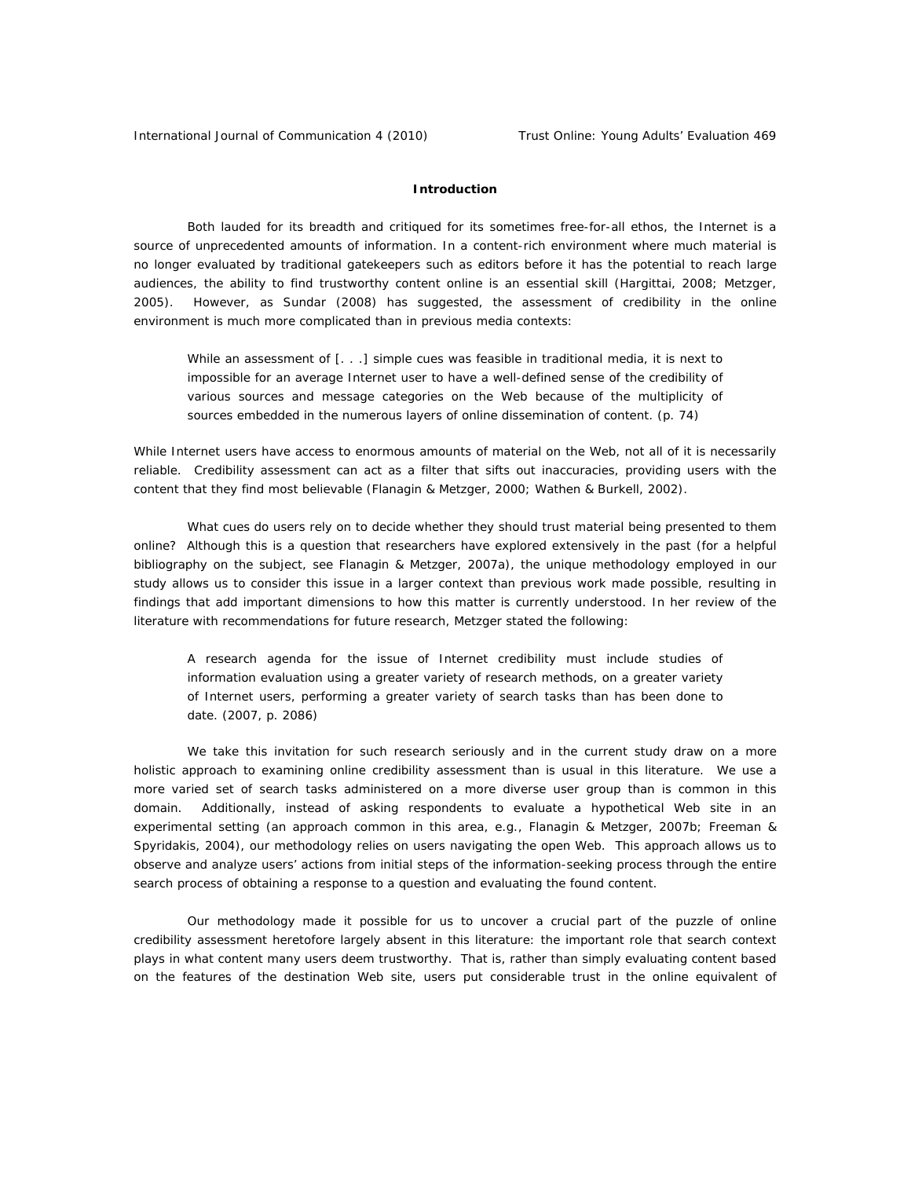## Introduction

Both lauded for its breadth and critiqued for its sometimes free-for-all ethos, the Internet is a source of unprecedented amounts of information. In a content-rich environment where much material is no longer evaluated by traditional gatekeepers such as editors before it has the potential to reach large audiences, the ability to find trustworthy content online is an essential skill (Hargittai, 2008; Metzger, 2005). However, as Sundar (2008) has suggested, the assessment of credibility in the online environment is much more complicated than in previous media contexts:

> While an assessment of [. . .] simple cues was feasible in traditional media, it is next to impossible for an average Internet user to have a well-defined sense of the credibility of various sources and message categories on the Web because of the multiplicity of sources embedded in the numerous layers of online dissemination of content. (p. 74)

While Internet users have access to enormous amounts of material on the Web, not all of it is necessarily reliable. Credibility assessment can act as a filter that sifts out inaccuracies, providing users with the content that they find most believable (Flanagin & Metzger, 2000; Wathen & Burkell, 2002).

What cues do users rely on to decide whether they should trust material being presented to them online? Although this is a question that researchers have explored extensively in the past (for a helpful bibliography on the subject, see Flanagin & Metzger, 2007a), the unique methodology employed in our study allows us to consider this issue in a larger context than previous work made possible, resulting in findings that add important dimensions to how this matter is currently understood. In her review of the literature with recommendations for future research, Metzger stated the following:

> A research agenda for the issue of Internet credibility must include studies of information evaluation using a greater variety of research methods, on a greater variety of Internet users, performing a greater variety of search tasks than has been done to date. (2007, p. 2086)

We take this invitation for such research seriously and in the current study draw on a more holistic approach to examining online credibility assessment than is usual in this literature. We use a more varied set of search tasks administered on a more diverse user group than is common in this domain. Additionally, instead of asking respondents to evaluate a hypothetical Web site in an experimental setting (an approach common in this area, e.g., Flanagin & Metzger, 2007b; Freeman & Spyridakis, 2004), our methodology relies on users navigating the open Web. This approach allows us to observe and analyze users' actions from initial steps of the information-seeking process through the entire search process of obtaining a response to a question and evaluating the found content.

Our methodology made it possible for us to uncover a crucial part of the puzzle of online credibility assessment heretofore largely absent in this literature: the important role that search context plays in what content many users deem trustworthy. That is, rather than simply evaluating content based on the features of the destination Web site, users put considerable trust in the online equivalent of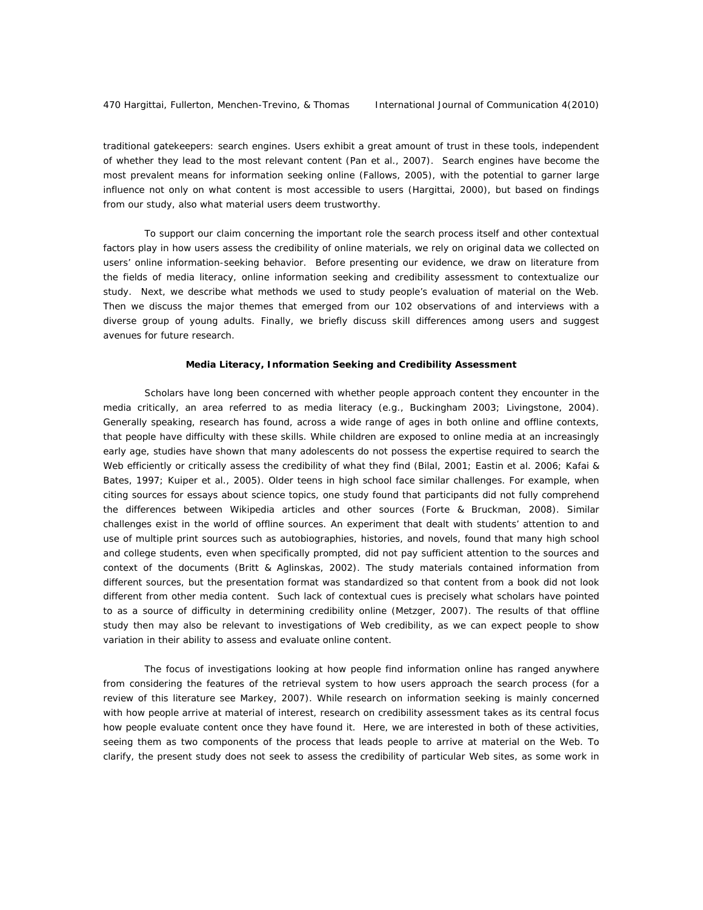traditional gatekeepers: search engines. Users exhibit a great amount of trust in these tools, independent of whether they lead to the most relevant content (Pan et al., 2007). Search engines have become the most prevalent means for information seeking online (Fallows, 2005), with the potential to garner large influence not only on what content is most accessible to users (Hargittai, 2000), but based on findings from our study, also what material users deem trustworthy.

To support our claim concerning the important role the search process itself and other contextual factors play in how users assess the credibility of online materials, we rely on original data we collected on users' online information-seeking behavior. Before presenting our evidence, we draw on literature from the fields of media literacy, online information seeking and credibility assessment to contextualize our study. Next, we describe what methods we used to study people's evaluation of material on the Web. Then we discuss the major themes that emerged from our 102 observations of and interviews with a diverse group of young adults. Finally, we briefly discuss skill differences among users and suggest avenues for future research.

## Media Literacy, Information Seeking and Credibility Assessment

Scholars have long been concerned with whether people approach content they encounter in the media critically, an area referred to as media literacy (e.g., Buckingham 2003; Livingstone, 2004). Generally speaking, research has found, across a wide range of ages in both online and offline contexts, that people have difficulty with these skills. While children are exposed to online media at an increasingly early age, studies have shown that many adolescents do not possess the expertise required to search the Web efficiently or critically assess the credibility of what they find (Bilal, 2001; Eastin et al. 2006; Kafai & Bates, 1997; Kuiper et al., 2005). Older teens in high school face similar challenges. For example, when citing sources for essays about science topics, one study found that participants did not fully comprehend the differences between Wikipedia articles and other sources (Forte & Bruckman, 2008). Similar challenges exist in the world of offline sources. An experiment that dealt with students' attention to and use of multiple print sources such as autobiographies, histories, and novels, found that many high school and college students, even when specifically prompted, did not pay sufficient attention to the sources and context of the documents (Britt & Aglinskas, 2002). The study materials contained information from different sources, but the presentation format was standardized so that content from a book did not look different from other media content. Such lack of contextual cues is precisely what scholars have pointed to as a source of difficulty in determining credibility online (Metzger, 2007). The results of that offline study then may also be relevant to investigations of Web credibility, as we can expect people to show variation in their ability to assess and evaluate online content.

The focus of investigations looking at how people find information online has ranged anywhere from considering the features of the retrieval system to how users approach the search process (for a review of this literature see Markey, 2007). While research on information seeking is mainly concerned with how people arrive at material of interest, research on credibility assessment takes as its central focus how people evaluate content once they have found it. Here, we are interested in both of these activities, seeing them as two components of the process that leads people to arrive at material on the Web. To clarify, the present study does not seek to assess the credibility of particular Web sites, as some work in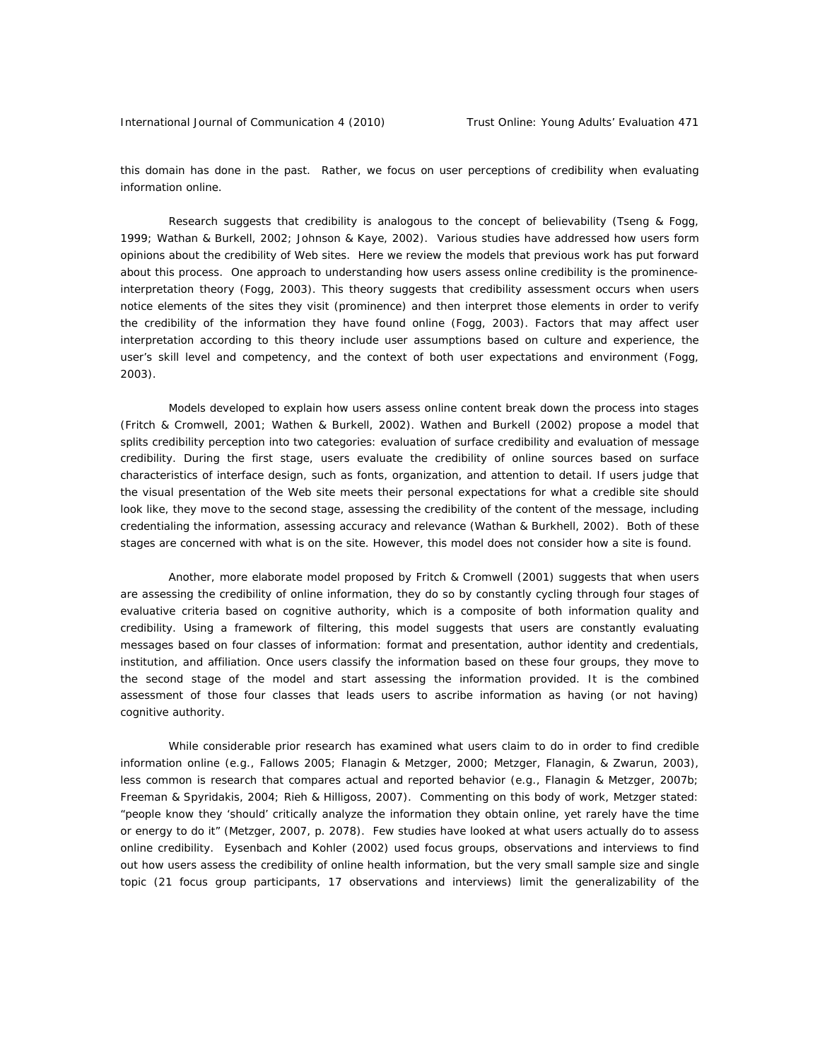this domain has done in the past. Rather, we focus on user perceptions of credibility when evaluating information online.

Research suggests that credibility is analogous to the concept of believability (Tseng & Fogg, 1999; Wathan & Burkell, 2002; Johnson & Kaye, 2002). Various studies have addressed how users form opinions about the credibility of Web sites. Here we review the models that previous work has put forward about this process. One approach to understanding how users assess online credibility is the prominence-interpretation theory (Fogg, 2003). This theory suggests that credibility assessment occurs when users notice elements of the sites they visit (prominence) and then interpret those elements in order to verify the credibility of the information they have found online (Fogg, 2003). Factors that may affect user interpretation according to this theory include user assumptions based on culture and experience, the user's skill level and competency, and the context of both user expectations and environment (Fogg, 2003).

Models developed to explain how users assess online content break down the process into stages (Fritch & Cromwell, 2001; Wathen & Burkell, 2002). Wathen and Burkell (2002) propose a model that splits credibility perception into two categories: evaluation of surface credibility and evaluation of message credibility. During the first stage, users evaluate the credibility of online sources based on surface characteristics of interface design, such as fonts, organization, and attention to detail. If users judge that the visual presentation of the Web site meets their personal expectations for what a credible site should look like, they move to the second stage, assessing the credibility of the content of the message, including credentialing the information, assessing accuracy and relevance (Wathan & Burkhell, 2002). Both of these stages are concerned with what is on the site. However, this model does not consider how a site is found.

Another, more elaborate model proposed by Fritch & Cromwell (2001) suggests that when users are assessing the credibility of online information, they do so by constantly cycling through four stages of evaluative criteria based on cognitive authority, which is a composite of both information quality and credibility. Using a framework of filtering, this model suggests that users are constantly evaluating messages based on four classes of information: format and presentation, author identity and credentials, institution, and affiliation. Once users classify the information based on these four groups, they move to the second stage of the model and start assessing the information provided. It is the combined assessment of those four classes that leads users to ascribe information as having (or not having) cognitive authority.

While considerable prior research has examined what users claim to do in order to find credible information online (e.g., Fallows 2005; Flanagin & Metzger, 2000; Metzger, Flanagin, & Zwarun, 2003), less common is research that compares actual and reported behavior (e.g., Flanagin & Metzger, 2007b; Freeman & Spyridakis, 2004; Rieh & Hilligoss, 2007). Commenting on this body of work, Metzger stated: "people know they 'should' critically analyze the information they obtain online, yet rarely have the time or energy to do it" (Metzger, 2007, p. 2078). Few studies have looked at what users actually do to assess online credibility. Eysenbach and Kohler (2002) used focus groups, observations and interviews to find out how users assess the credibility of online health information, but the very small sample size and single topic (21 focus group participants, 17 observations and interviews) limit the generalizability of the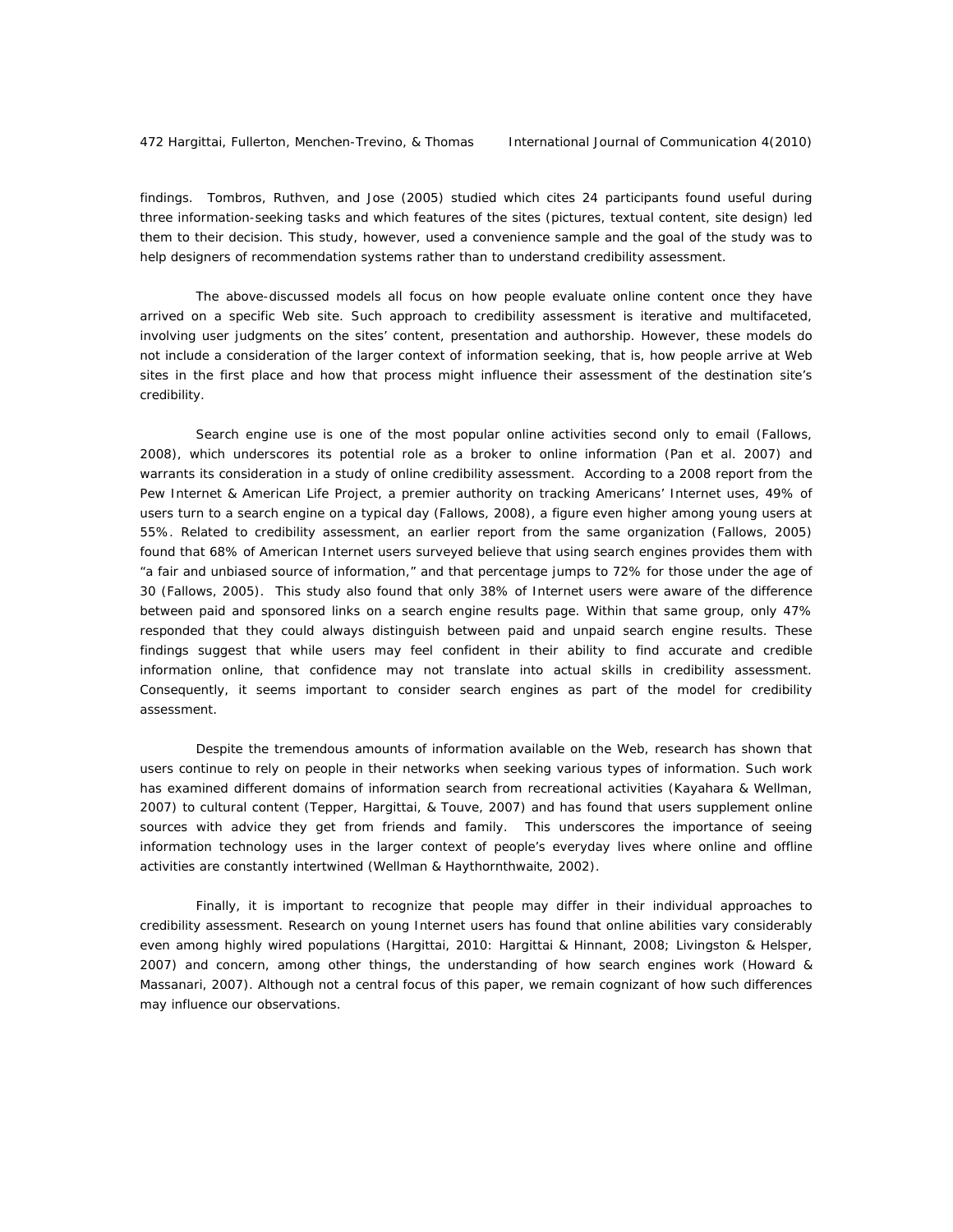findings. Tombros, Ruthven, and Jose (2005) studied which cites 24 participants found useful during three information-seeking tasks and which features of the sites (pictures, textual content, site design) led them to their decision. This study, however, used a convenience sample and the goal of the study was to help designers of recommendation systems rather than to understand credibility assessment.

The above-discussed models all focus on how people evaluate online content once they have arrived on a specific Web site. Such approach to credibility assessment is iterative and multifaceted, involving user judgments on the sites' content, presentation and authorship. However, these models do not include a consideration of the larger context of information seeking, that is, how people arrive at Web sites in the first place and how that process might influence their assessment of the destination site's credibility.

Search engine use is one of the most popular online activities second only to email (Fallows, 2008), which underscores its potential role as a broker to online information (Pan et al. 2007) and warrants its consideration in a study of online credibility assessment. According to a 2008 report from the Pew Internet & American Life Project, a premier authority on tracking Americans' Internet uses, 49% of users turn to a search engine on a typical day (Fallows, 2008), a figure even higher among young users at 55%. Related to credibility assessment, an earlier report from the same organization (Fallows, 2005) found that 68% of American Internet users surveyed believe that using search engines provides them with "a fair and unbiased source of information," and that percentage jumps to 72% for those under the age of 30 (Fallows, 2005). This study also found that only 38% of Internet users were aware of the difference between paid and sponsored links on a search engine results page. Within that same group, only 47% responded that they could always distinguish between paid and unpaid search engine results. These findings suggest that while users may feel confident in their ability to find accurate and credible information online, that confidence may not translate into actual skills in credibility assessment. Consequently, it seems important to consider search engines as part of the model for credibility assessment.

Despite the tremendous amounts of information available on the Web, research has shown that users continue to rely on people in their networks when seeking various types of information. Such work has examined different domains of information search from recreational activities (Kayahara & Wellman, 2007) to cultural content (Tepper, Hargittai, & Touve, 2007) and has found that users supplement online sources with advice they get from friends and family. This underscores the importance of seeing information technology uses in the larger context of people's everyday lives where online and offline activities are constantly intertwined (Wellman & Haythornthwaite, 2002).

Finally, it is important to recognize that people may differ in their individual approaches to credibility assessment. Research on young Internet users has found that online abilities vary considerably even among highly wired populations (Hargittai, 2010: Hargittai & Hinnant, 2008; Livingston & Helsper, 2007) and concern, among other things, the understanding of how search engines work (Howard & Massanari, 2007). Although not a central focus of this paper, we remain cognizant of how such differences may influence our observations.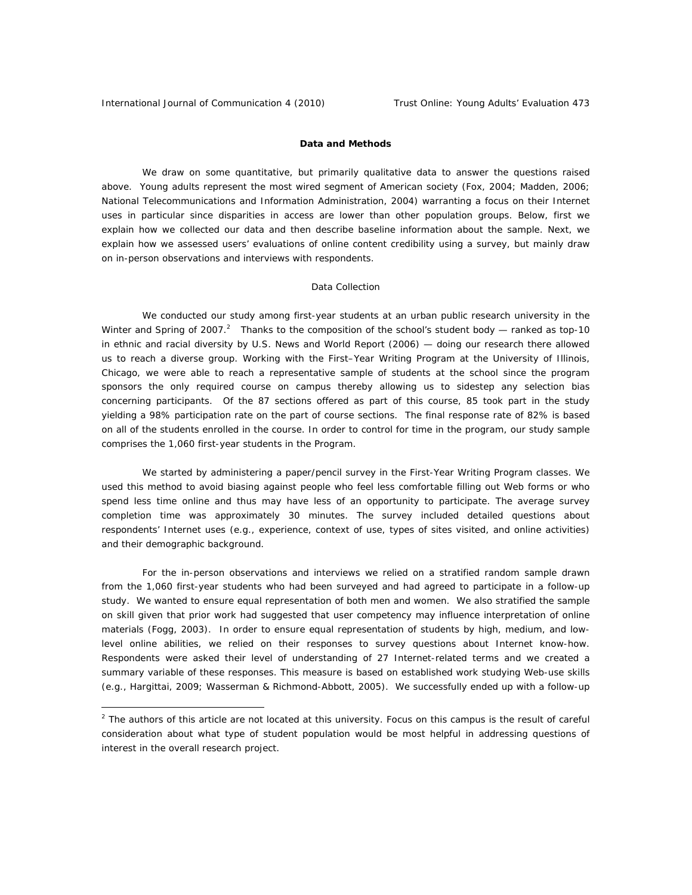**Data and Methods**

We draw on some quantitative, but primarily qualitative data to answer the questions raised above. Young adults represent the most wired segment of American society (Fox, 2004; Madden, 2006; National Telecommunications and Information Administration, 2004) warranting a focus on their Internet uses in particular since disparities in access are lower than other population groups. Below, first we explain how we collected our data and then describe baseline information about the sample. Next, we explain how we assessed users' evaluations of online content credibility using a survey, but mainly draw on in-person observations and interviews with respondents.

Data Collection

We conducted our study among first-year students at an urban public research university in the Winter and Spring of 2007.[2] Thanks to the composition of the school's student body — ranked as top-10 in ethnic and racial diversity by U.S. News and World Report (2006) — doing our research there allowed us to reach a diverse group. Working with the First–Year Writing Program at the University of Illinois, Chicago, we were able to reach a representative sample of students at the school since the program sponsors the only required course on campus thereby allowing us to sidestep any selection bias concerning participants. Of the 87 sections offered as part of this course, 85 took part in the study yielding a 98% participation rate on the part of course sections. The final response rate of 82% is based on all of the students enrolled in the course. In order to control for time in the program, our study sample comprises the 1,060 first-year students in the Program.

We started by administering a paper/pencil survey in the First-Year Writing Program classes. We used this method to avoid biasing against people who feel less comfortable filling out Web forms or who spend less time online and thus may have less of an opportunity to participate. The average survey completion time was approximately 30 minutes. The survey included detailed questions about respondents' Internet uses (e.g., experience, context of use, types of sites visited, and online activities) and their demographic background.

For the in-person observations and interviews we relied on a stratified random sample drawn from the 1,060 first-year students who had been surveyed and had agreed to participate in a follow-up study. We wanted to ensure equal representation of both men and women. We also stratified the sample on skill given that prior work had suggested that user competency may influence interpretation of online materials (Fogg, 2003). In order to ensure equal representation of students by high, medium, and low-level online abilities, we relied on their responses to survey questions about Internet know-how. Respondents were asked their level of understanding of 27 Internet-related terms and we created a summary variable of these responses. This measure is based on established work studying Web-use skills (e.g., Hargittai, 2009; Wasserman & Richmond-Abbott, 2005). We successfully ended up with a follow-up

[2] The authors of this article are not located at this university. Focus on this campus is the result of careful consideration about what type of student population would be most helpful in addressing questions of interest in the overall research project.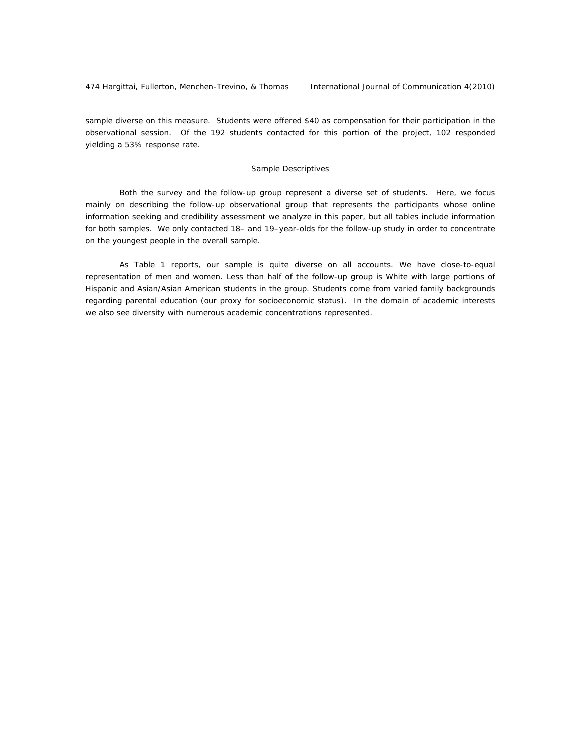sample diverse on this measure. Students were offered $40 as compensation for their participation in the observational session. Of the 192 students contacted for this portion of the project, 102 responded yielding a 53% response rate.

## Sample Descriptives

Both the survey and the follow-up group represent a diverse set of students. Here, we focus mainly on describing the follow-up observational group that represents the participants whose online information seeking and credibility assessment we analyze in this paper, but all tables include information for both samples. We only contacted 18– and 19–year-olds for the follow-up study in order to concentrate on the youngest people in the overall sample.

As Table 1 reports, our sample is quite diverse on all accounts. We have close-to-equal representation of men and women. Less than half of the follow-up group is White with large portions of Hispanic and Asian/Asian American students in the group. Students come from varied family backgrounds regarding parental education (our proxy for socioeconomic status). In the domain of academic interests we also see diversity with numerous academic concentrations represented.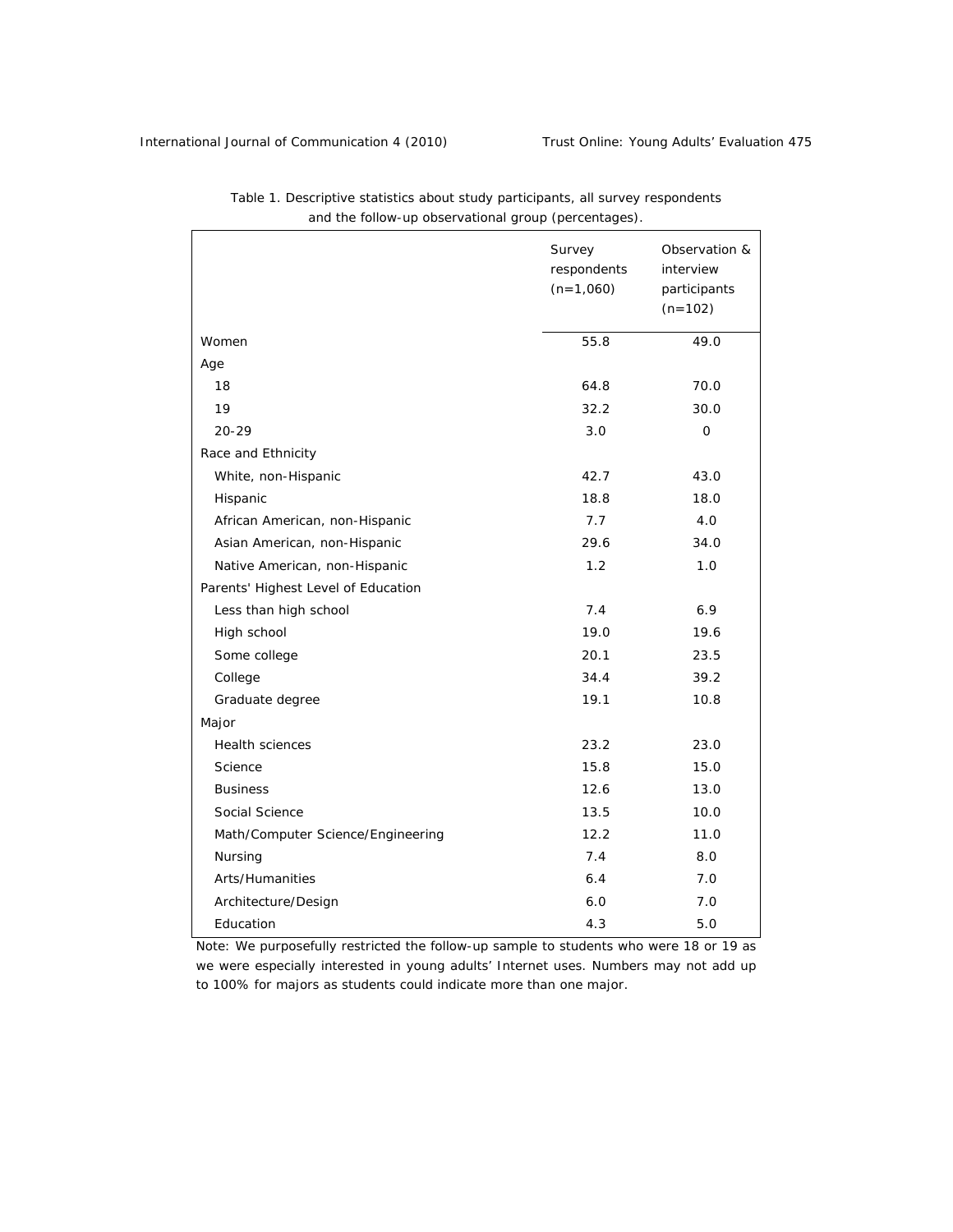Table 1. Descriptive statistics about study participants, all survey respondents and the follow-up observational group (percentages).

| | Survey respondents (n=1,060) | Observation & interview participants (n=102) |
|---|---|---|
| Women | 55.8 | 49.0 |
| Age | | |
| 18 | 64.8 | 70.0 |
| 19 | 32.2 | 30.0 |
| 20-29 | 3.0 | 0 |
| Race and Ethnicity | | |
| White, non-Hispanic | 42.7 | 43.0 |
| Hispanic | 18.8 | 18.0 |
| African American, non-Hispanic | 7.7 | 4.0 |
| Asian American, non-Hispanic | 29.6 | 34.0 |
| Native American, non-Hispanic | 1.2 | 1.0 |
| Parents' Highest Level of Education | | |
| Less than high school | 7.4 | 6.9 |
| High school | 19.0 | 19.6 |
| Some college | 20.1 | 23.5 |
| College | 34.4 | 39.2 |
| Graduate degree | 19.1 | 10.8 |
| Major | | |
| Health sciences | 23.2 | 23.0 |
| Science | 15.8 | 15.0 |
| Business | 12.6 | 13.0 |
| Social Science | 13.5 | 10.0 |
| Math/Computer Science/Engineering | 12.2 | 11.0 |
| Nursing | 7.4 | 8.0 |
| Arts/Humanities | 6.4 | 7.0 |
| Architecture/Design | 6.0 | 7.0 |
| Education | 4.3 | 5.0 |

Note: We purposefully restricted the follow-up sample to students who were 18 or 19 as we were especially interested in young adults' Internet uses. Numbers may not add up to 100% for majors as students could indicate more than one major.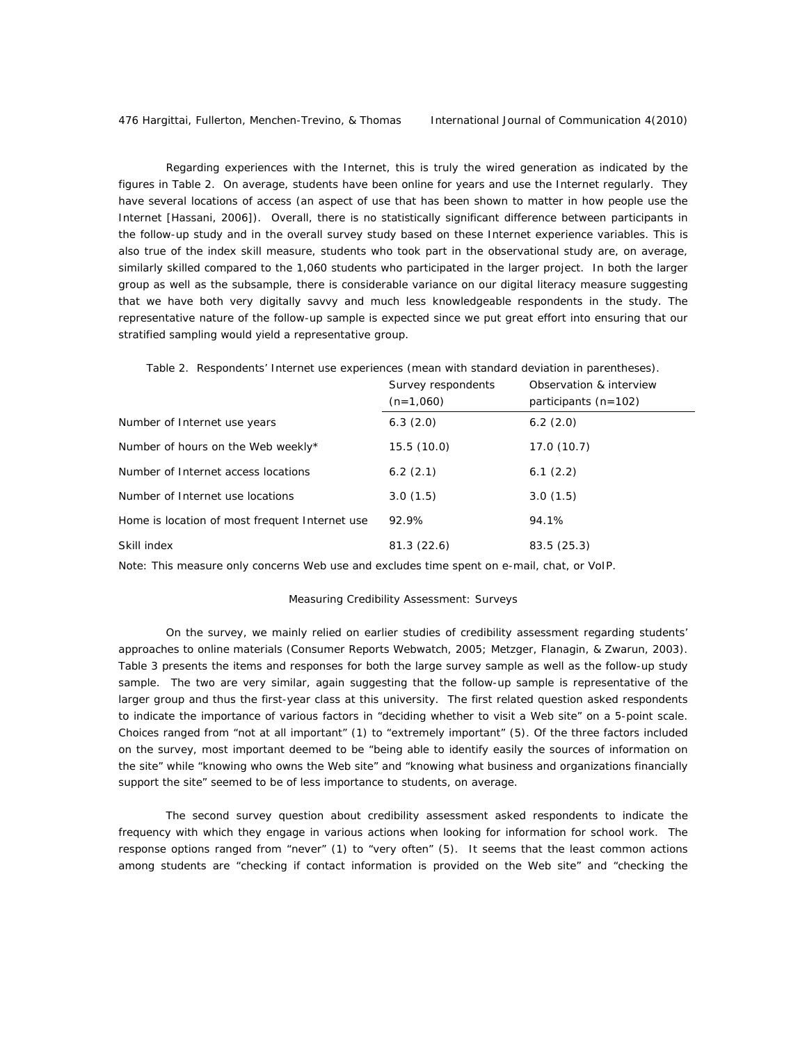Regarding experiences with the Internet, this is truly the wired generation as indicated by the figures in Table 2. On average, students have been online for years and use the Internet regularly. They have several locations of access (an aspect of use that has been shown to matter in how people use the Internet [Hassani, 2006]). Overall, there is no statistically significant difference between participants in the follow-up study and in the overall survey study based on these Internet experience variables. This is also true of the index skill measure, students who took part in the observational study are, on average, similarly skilled compared to the 1,060 students who participated in the larger project. In both the larger group as well as the subsample, there is considerable variance on our digital literacy measure suggesting that we have both very digitally savvy and much less knowledgeable respondents in the study. The representative nature of the follow-up sample is expected since we put great effort into ensuring that our stratified sampling would yield a representative group.

Table 2. Respondents' Internet use experiences (mean with standard deviation in parentheses).

| | Survey respondents (n=1,060) | Observation & interview participants (n=102) |
|---|---|---|
| Number of Internet use years | 6.3 (2.0) | 6.2 (2.0) |
| Number of hours on the Web weekly* | 15.5 (10.0) | 17.0 (10.7) |
| Number of Internet access locations | 6.2 (2.1) | 6.1 (2.2) |
| Number of Internet use locations | 3.0 (1.5) | 3.0 (1.5) |
| Home is location of most frequent Internet use | 92.9% | 94.1% |
| Skill index | 81.3 (22.6) | 83.5 (25.3) |

Note: This measure only concerns Web use and excludes time spent on e-mail, chat, or VoIP.

## Measuring Credibility Assessment: Surveys

On the survey, we mainly relied on earlier studies of credibility assessment regarding students' approaches to online materials (Consumer Reports Webwatch, 2005; Metzger, Flanagin, & Zwarun, 2003). Table 3 presents the items and responses for both the large survey sample as well as the follow-up study sample. The two are very similar, again suggesting that the follow-up sample is representative of the larger group and thus the first-year class at this university. The first related question asked respondents to indicate the importance of various factors in "deciding whether to visit a Web site" on a 5-point scale. Choices ranged from "not at all important" (1) to "extremely important" (5). Of the three factors included on the survey, most important deemed to be "being able to identify easily the sources of information on the site" while "knowing who owns the Web site" and "knowing what business and organizations financially support the site" seemed to be of less importance to students, on average.

The second survey question about credibility assessment asked respondents to indicate the frequency with which they engage in various actions when looking for information for school work. The response options ranged from "never" (1) to "very often" (5). It seems that the least common actions among students are "checking if contact information is provided on the Web site" and "checking the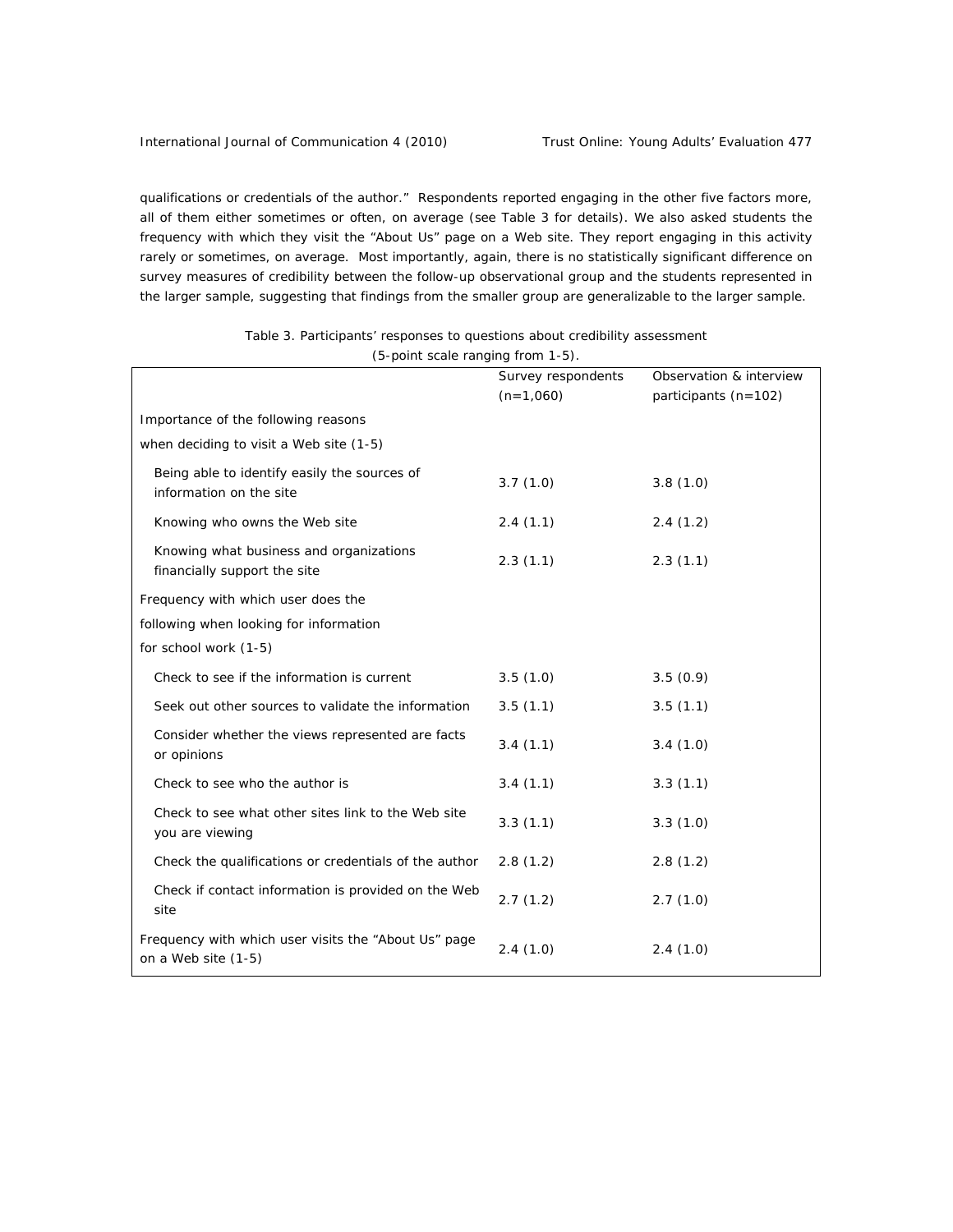qualifications or credentials of the author." Respondents reported engaging in the other five factors more, all of them either sometimes or often, on average (see Table 3 for details). We also asked students the frequency with which they visit the "About Us" page on a Web site. They report engaging in this activity rarely or sometimes, on average. Most importantly, again, there is no statistically significant difference on survey measures of credibility between the follow-up observational group and the students represented in the larger sample, suggesting that findings from the smaller group are generalizable to the larger sample.

Table 3. Participants' responses to questions about credibility assessment (5-point scale ranging from 1-5).

| | Survey respondents (n=1,060) | Observation & interview participants (n=102) |
|---|---|---|
| Importance of the following reasons when deciding to visit a Web site (1-5) | | |
| Being able to identify easily the sources of information on the site | 3.7 (1.0) | 3.8 (1.0) |
| Knowing who owns the Web site | 2.4 (1.1) | 2.4 (1.2) |
| Knowing what business and organizations financially support the site | 2.3 (1.1) | 2.3 (1.1) |
| Frequency with which user does the following when looking for information for school work (1-5) | | |
| Check to see if the information is current | 3.5 (1.0) | 3.5 (0.9) |
| Seek out other sources to validate the information | 3.5 (1.1) | 3.5 (1.1) |
| Consider whether the views represented are facts or opinions | 3.4 (1.1) | 3.4 (1.0) |
| Check to see who the author is | 3.4 (1.1) | 3.3 (1.1) |
| Check to see what other sites link to the Web site you are viewing | 3.3 (1.1) | 3.3 (1.0) |
| Check the qualifications or credentials of the author | 2.8 (1.2) | 2.8 (1.2) |
| Check if contact information is provided on the Web site | 2.7 (1.2) | 2.7 (1.0) |
| Frequency with which user visits the "About Us" page on a Web site (1-5) | 2.4 (1.0) | 2.4 (1.0) |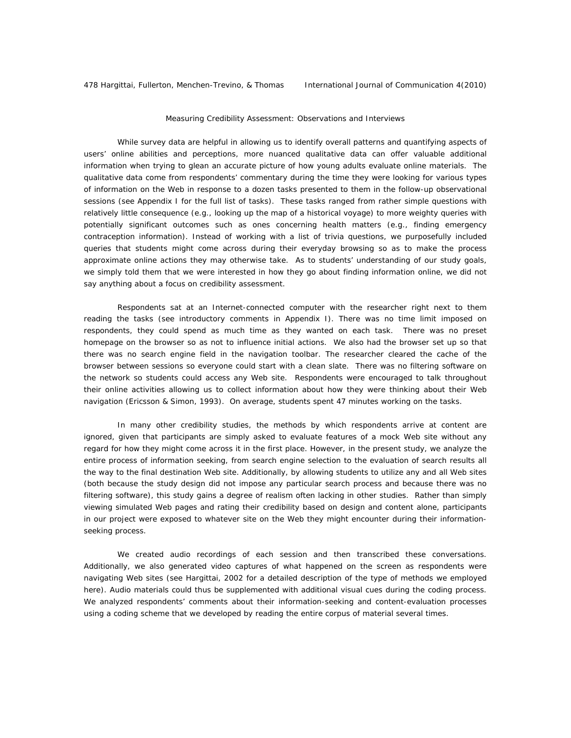## Measuring Credibility Assessment: Observations and Interviews

While survey data are helpful in allowing us to identify overall patterns and quantifying aspects of users' online abilities and perceptions, more nuanced qualitative data can offer valuable additional information when trying to glean an accurate picture of how young adults evaluate online materials. The qualitative data come from respondents' commentary during the time they were looking for various types of information on the Web in response to a dozen tasks presented to them in the follow-up observational sessions (see Appendix I for the full list of tasks). These tasks ranged from rather simple questions with relatively little consequence (e.g., looking up the map of a historical voyage) to more weighty queries with potentially significant outcomes such as ones concerning health matters (e.g., finding emergency contraception information). Instead of working with a list of trivia questions, we purposefully included queries that students might come across during their everyday browsing so as to make the process approximate online actions they may otherwise take. As to students' understanding of our study goals, we simply told them that we were interested in how they go about finding information online, we did not say anything about a focus on credibility assessment.

Respondents sat at an Internet-connected computer with the researcher right next to them reading the tasks (see introductory comments in Appendix I). There was no time limit imposed on respondents, they could spend as much time as they wanted on each task. There was no preset homepage on the browser so as not to influence initial actions. We also had the browser set up so that there was no search engine field in the navigation toolbar. The researcher cleared the cache of the browser between sessions so everyone could start with a clean slate. There was no filtering software on the network so students could access any Web site. Respondents were encouraged to talk throughout their online activities allowing us to collect information about how they were thinking about their Web navigation (Ericsson & Simon, 1993). On average, students spent 47 minutes working on the tasks.

In many other credibility studies, the methods by which respondents arrive at content are ignored, given that participants are simply asked to evaluate features of a mock Web site without any regard for how they might come across it in the first place. However, in the present study, we analyze the entire process of information seeking, from search engine selection to the evaluation of search results all the way to the final destination Web site. Additionally, by allowing students to utilize any and all Web sites (both because the study design did not impose any particular search process and because there was no filtering software), this study gains a degree of realism often lacking in other studies. Rather than simply viewing simulated Web pages and rating their credibility based on design and content alone, participants in our project were exposed to whatever site on the Web they might encounter during their information-seeking process.

We created audio recordings of each session and then transcribed these conversations. Additionally, we also generated video captures of what happened on the screen as respondents were navigating Web sites (see Hargittai, 2002 for a detailed description of the type of methods we employed here). Audio materials could thus be supplemented with additional visual cues during the coding process. We analyzed respondents' comments about their information-seeking and content-evaluation processes using a coding scheme that we developed by reading the entire corpus of material several times.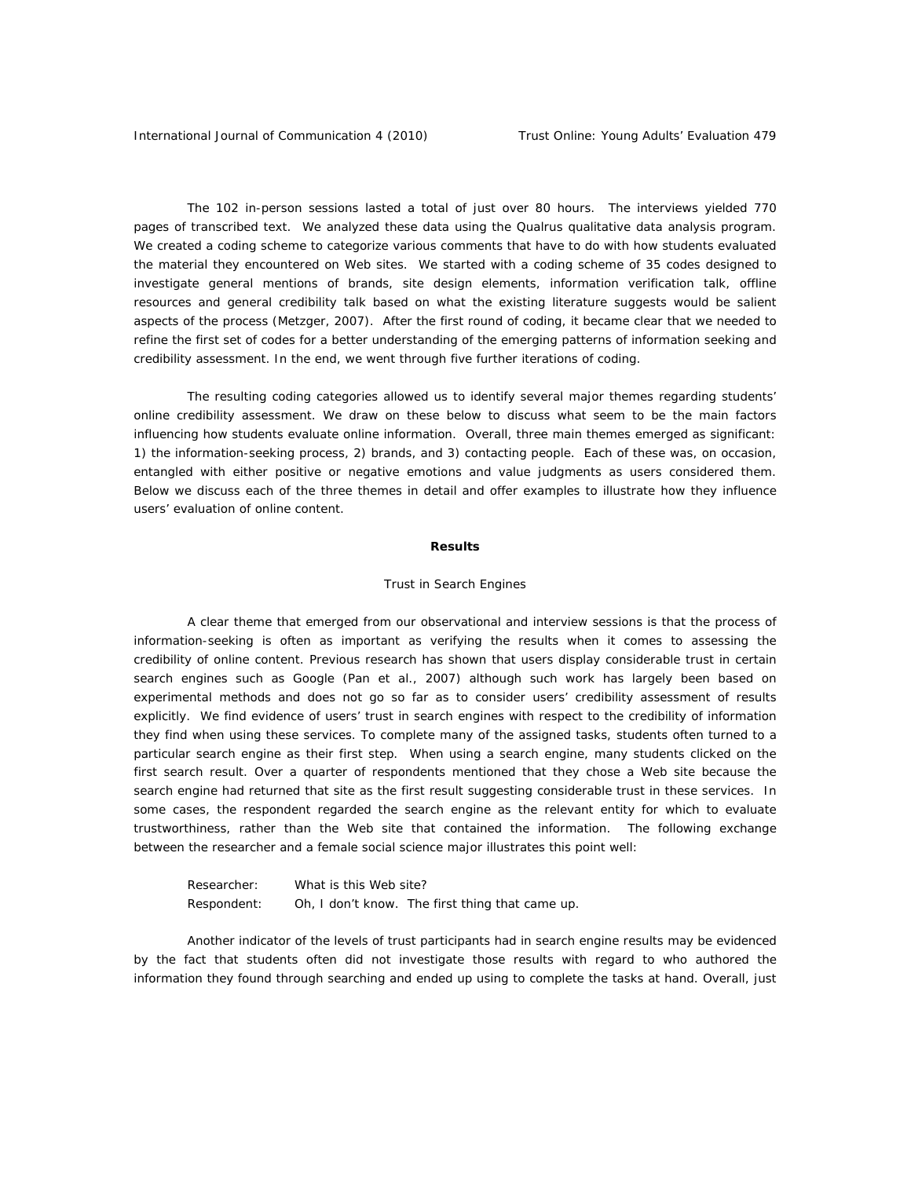The 102 in-person sessions lasted a total of just over 80 hours. The interviews yielded 770 pages of transcribed text. We analyzed these data using the Qualrus qualitative data analysis program. We created a coding scheme to categorize various comments that have to do with how students evaluated the material they encountered on Web sites. We started with a coding scheme of 35 codes designed to investigate general mentions of brands, site design elements, information verification talk, offline resources and general credibility talk based on what the existing literature suggests would be salient aspects of the process (Metzger, 2007). After the first round of coding, it became clear that we needed to refine the first set of codes for a better understanding of the emerging patterns of information seeking and credibility assessment. In the end, we went through five further iterations of coding.

The resulting coding categories allowed us to identify several major themes regarding students' online credibility assessment. We draw on these below to discuss what seem to be the main factors influencing how students evaluate online information. Overall, three main themes emerged as significant: 1) the information-seeking process, 2) brands, and 3) contacting people. Each of these was, on occasion, entangled with either positive or negative emotions and value judgments as users considered them. Below we discuss each of the three themes in detail and offer examples to illustrate how they influence users' evaluation of online content.

## Results

### Trust in Search Engines

A clear theme that emerged from our observational and interview sessions is that the process of information-seeking is often as important as verifying the results when it comes to assessing the credibility of online content. Previous research has shown that users display considerable trust in certain search engines such as Google (Pan et al., 2007) although such work has largely been based on experimental methods and does not go so far as to consider users' credibility assessment of results explicitly. We find evidence of users' trust in search engines with respect to the credibility of information they find when using these services. To complete many of the assigned tasks, students often turned to a particular search engine as their first step. When using a search engine, many students clicked on the first search result. Over a quarter of respondents mentioned that they chose a Web site because the search engine had returned that site as the first result suggesting considerable trust in these services. In some cases, the respondent regarded the search engine as the relevant entity for which to evaluate trustworthiness, rather than the Web site that contained the information. The following exchange between the researcher and a female social science major illustrates this point well:

> Researcher: What is this Web site?
> Respondent: Oh, I don't know. The first thing that came up.

Another indicator of the levels of trust participants had in search engine results may be evidenced by the fact that students often did not investigate those results with regard to who authored the information they found through searching and ended up using to complete the tasks at hand. Overall, just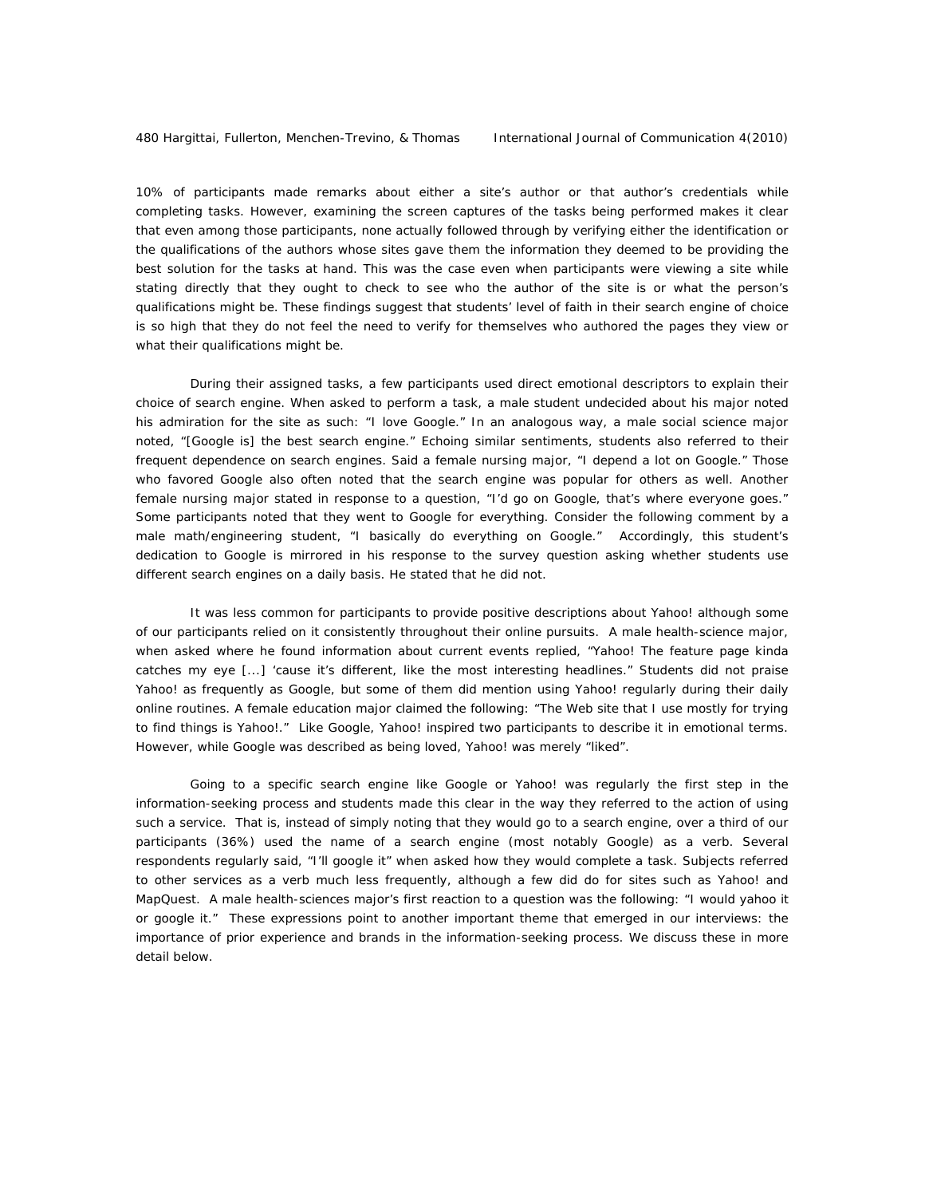10% of participants made remarks about either a site's author or that author's credentials while completing tasks. However, examining the screen captures of the tasks being performed makes it clear that even among those participants, none actually followed through by verifying either the identification or the qualifications of the authors whose sites gave them the information they deemed to be providing the best solution for the tasks at hand. This was the case even when participants were viewing a site while stating directly that they ought to check to see who the author of the site is or what the person's qualifications might be. These findings suggest that students' level of faith in their search engine of choice is so high that they do not feel the need to verify for themselves who authored the pages they view or what their qualifications might be.

During their assigned tasks, a few participants used direct emotional descriptors to explain their choice of search engine. When asked to perform a task, a male student undecided about his major noted his admiration for the site as such: "I love Google." In an analogous way, a male social science major noted, "[Google is] the best search engine." Echoing similar sentiments, students also referred to their frequent dependence on search engines. Said a female nursing major, "I depend a lot on Google." Those who favored Google also often noted that the search engine was popular for others as well. Another female nursing major stated in response to a question, "I'd go on Google, that's where everyone goes." Some participants noted that they went to Google for everything. Consider the following comment by a male math/engineering student, "I basically do everything on Google." Accordingly, this student's dedication to Google is mirrored in his response to the survey question asking whether students use different search engines on a daily basis. He stated that he did not.

It was less common for participants to provide positive descriptions about Yahoo! although some of our participants relied on it consistently throughout their online pursuits. A male health-science major, when asked where he found information about current events replied, "Yahoo! The feature page kinda catches my eye [...] 'cause it's different, like the most interesting headlines." Students did not praise Yahoo! as frequently as Google, but some of them did mention using Yahoo! regularly during their daily online routines. A female education major claimed the following: "The Web site that I use mostly for trying to find things is Yahoo!." Like Google, Yahoo! inspired two participants to describe it in emotional terms. However, while Google was described as being loved, Yahoo! was merely "liked".

Going to a specific search engine like Google or Yahoo! was regularly the first step in the information-seeking process and students made this clear in the way they referred to the action of using such a service. That is, instead of simply noting that they would go to a search engine, over a third of our participants (36%) used the name of a search engine (most notably Google) as a verb. Several respondents regularly said, "I'll google it" when asked how they would complete a task. Subjects referred to other services as a verb much less frequently, although a few did do for sites such as Yahoo! and MapQuest. A male health-sciences major's first reaction to a question was the following: "I would yahoo it or google it." These expressions point to another important theme that emerged in our interviews: the importance of prior experience and brands in the information-seeking process. We discuss these in more detail below.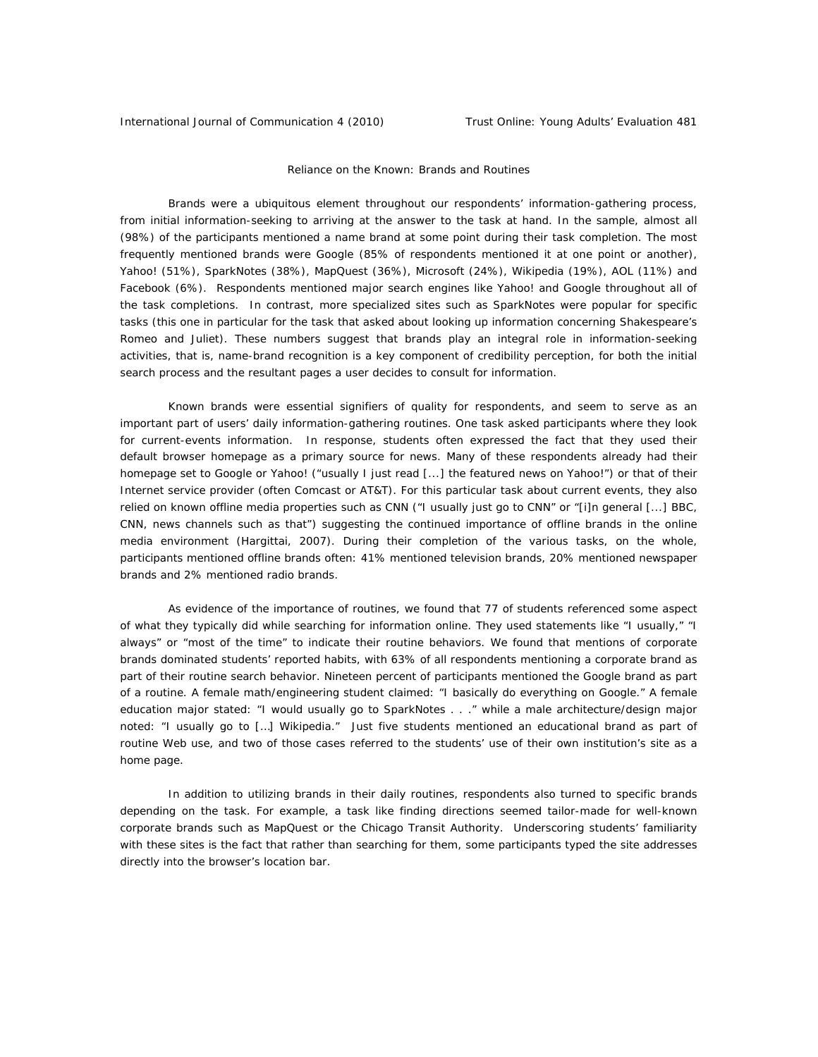## Reliance on the Known: Brands and Routines

Brands were a ubiquitous element throughout our respondents' information-gathering process, from initial information-seeking to arriving at the answer to the task at hand. In the sample, almost all (98%) of the participants mentioned a name brand at some point during their task completion. The most frequently mentioned brands were Google (85% of respondents mentioned it at one point or another), Yahoo! (51%), SparkNotes (38%), MapQuest (36%), Microsoft (24%), Wikipedia (19%), AOL (11%) and Facebook (6%). Respondents mentioned major search engines like Yahoo! and Google throughout all of the task completions. In contrast, more specialized sites such as SparkNotes were popular for specific tasks (this one in particular for the task that asked about looking up information concerning Shakespeare's Romeo and Juliet). These numbers suggest that brands play an integral role in information-seeking activities, that is, name-brand recognition is a key component of credibility perception, for both the initial search process and the resultant pages a user decides to consult for information.

Known brands were essential signifiers of quality for respondents, and seem to serve as an important part of users' daily information-gathering routines. One task asked participants where they look for current-events information. In response, students often expressed the fact that they used their default browser homepage as a primary source for news. Many of these respondents already had their homepage set to Google or Yahoo! ("usually I just read [...] the featured news on Yahoo!") or that of their Internet service provider (often Comcast or AT&T). For this particular task about current events, they also relied on known offline media properties such as CNN ("I usually just go to CNN" or "[i]n general [...] BBC, CNN, news channels such as that") suggesting the continued importance of offline brands in the online media environment (Hargittai, 2007). During their completion of the various tasks, on the whole, participants mentioned offline brands often: 41% mentioned television brands, 20% mentioned newspaper brands and 2% mentioned radio brands.

As evidence of the importance of routines, we found that 77 of students referenced some aspect of what they typically did while searching for information online. They used statements like "I usually," "I always" or "most of the time" to indicate their routine behaviors. We found that mentions of corporate brands dominated students' reported habits, with 63% of all respondents mentioning a corporate brand as part of their routine search behavior. Nineteen percent of participants mentioned the Google brand as part of a routine. A female math/engineering student claimed: "I basically do everything on Google." A female education major stated: "I would usually go to SparkNotes . . ." while a male architecture/design major noted: "I usually go to […] Wikipedia." Just five students mentioned an educational brand as part of routine Web use, and two of those cases referred to the students' use of their own institution's site as a home page.

In addition to utilizing brands in their daily routines, respondents also turned to specific brands depending on the task. For example, a task like finding directions seemed tailor-made for well-known corporate brands such as MapQuest or the Chicago Transit Authority. Underscoring students' familiarity with these sites is the fact that rather than searching for them, some participants typed the site addresses directly into the browser's location bar.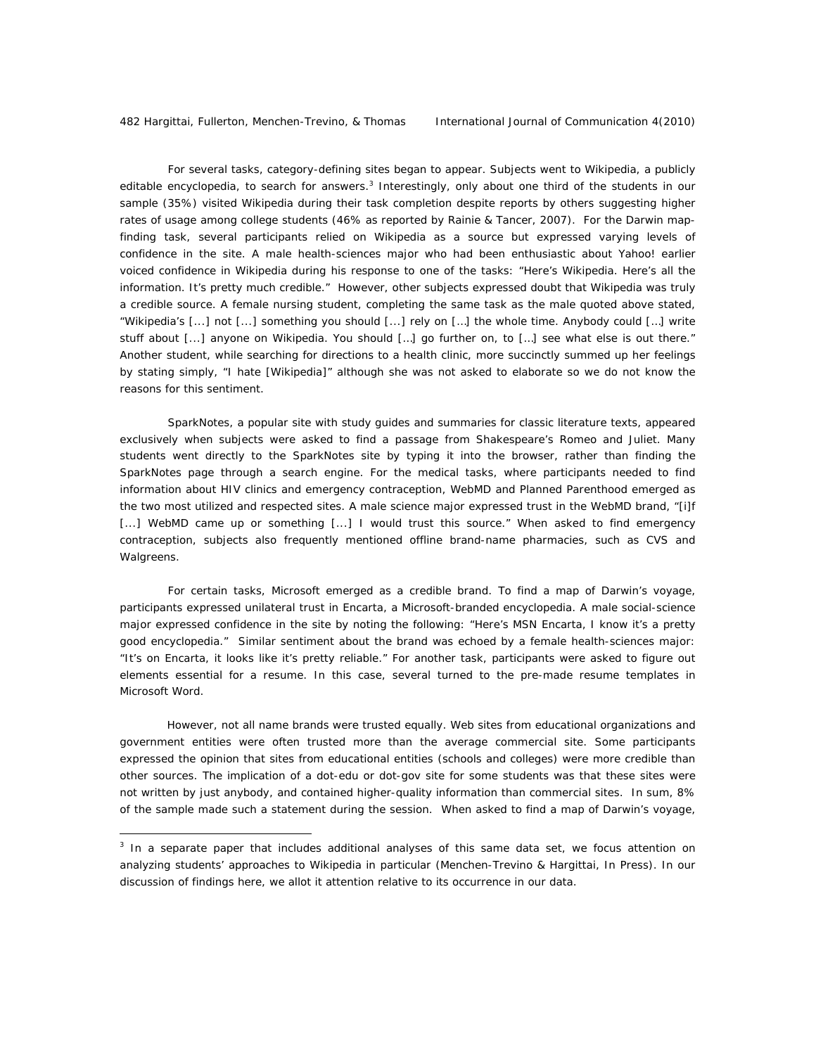For several tasks, category-defining sites began to appear. Subjects went to Wikipedia, a publicly editable encyclopedia, to search for answers.[3] Interestingly, only about one third of the students in our sample (35%) visited Wikipedia during their task completion despite reports by others suggesting higher rates of usage among college students (46% as reported by Rainie & Tancer, 2007). For the Darwin map-finding task, several participants relied on Wikipedia as a source but expressed varying levels of confidence in the site. A male health-sciences major who had been enthusiastic about Yahoo! earlier voiced confidence in Wikipedia during his response to one of the tasks: "Here's Wikipedia. Here's all the information. It's pretty much credible." However, other subjects expressed doubt that Wikipedia was truly a credible source. A female nursing student, completing the same task as the male quoted above stated, "Wikipedia's [...] not [...] something you should [...] rely on [...] the whole time. Anybody could [...] write stuff about [...] anyone on Wikipedia. You should [...] go further on, to [...] see what else is out there." Another student, while searching for directions to a health clinic, more succinctly summed up her feelings by stating simply, "I hate [Wikipedia]" although she was not asked to elaborate so we do not know the reasons for this sentiment.

SparkNotes, a popular site with study guides and summaries for classic literature texts, appeared exclusively when subjects were asked to find a passage from Shakespeare's *Romeo and Juliet*. Many students went directly to the SparkNotes site by typing it into the browser, rather than finding the SparkNotes page through a search engine. For the medical tasks, where participants needed to find information about HIV clinics and emergency contraception, WebMD and Planned Parenthood emerged as the two most utilized and respected sites. A male science major expressed trust in the WebMD brand, "[i]f [...] WebMD came up or something [...] I would trust this source." When asked to find emergency contraception, subjects also frequently mentioned offline brand-name pharmacies, such as CVS and Walgreens.

For certain tasks, Microsoft emerged as a credible brand. To find a map of Darwin's voyage, participants expressed unilateral trust in Encarta, a Microsoft-branded encyclopedia. A male social-science major expressed confidence in the site by noting the following: "Here's MSN Encarta, I know it's a pretty good encyclopedia." Similar sentiment about the brand was echoed by a female health-sciences major: "It's on Encarta, it looks like it's pretty reliable." For another task, participants were asked to figure out elements essential for a resume. In this case, several turned to the pre-made resume templates in Microsoft Word.

However, not all name brands were trusted equally. Web sites from educational organizations and government entities were often trusted more than the average commercial site. Some participants expressed the opinion that sites from educational entities (schools and colleges) were more credible than other sources. The implication of a dot-edu or dot-gov site for some students was that these sites were not written by just anybody, and contained higher-quality information than commercial sites. In sum, 8% of the sample made such a statement during the session. When asked to find a map of Darwin's voyage,

---

[3] In a separate paper that includes additional analyses of this same data set, we focus attention on analyzing students' approaches to Wikipedia in particular (Menchen-Trevino & Hargittai, In Press). In our discussion of findings here, we allot it attention relative to its occurrence in our data.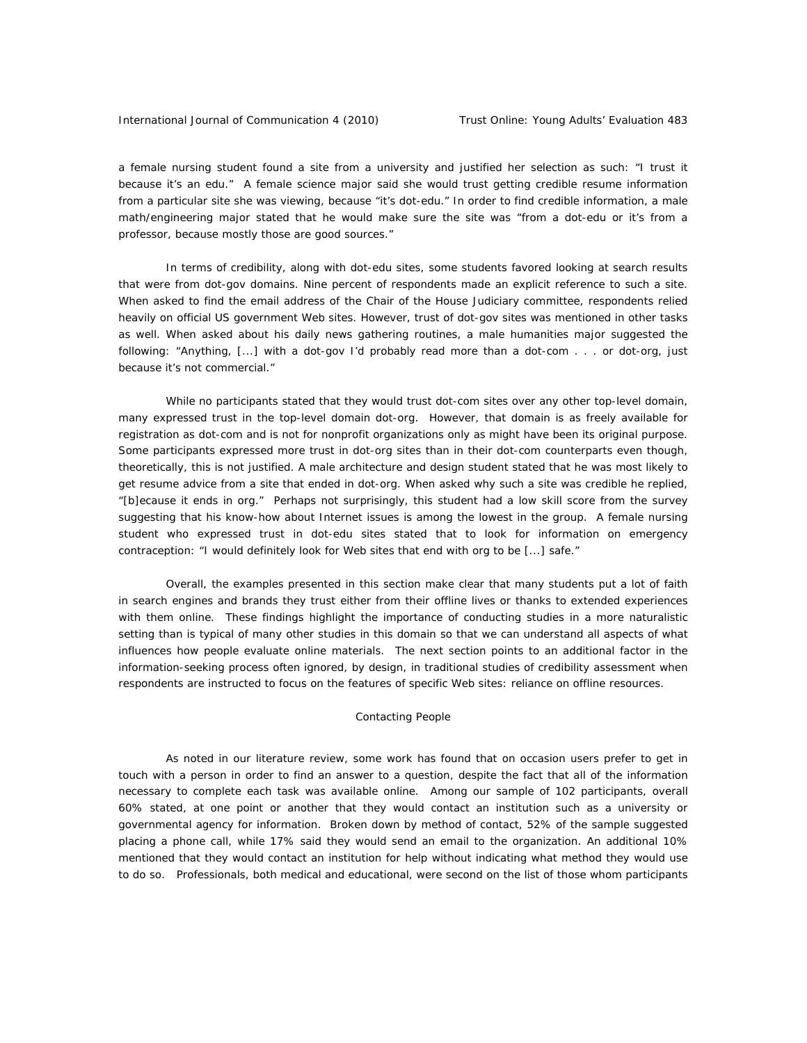a female nursing student found a site from a university and justified her selection as such: "I trust it because it's an edu." A female science major said she would trust getting credible resume information from a particular site she was viewing, because "it's dot-edu." In order to find credible information, a male math/engineering major stated that he would make sure the site was "from a dot-edu or it's from a professor, because mostly those are good sources."

In terms of credibility, along with dot-edu sites, some students favored looking at search results that were from dot-gov domains. Nine percent of respondents made an explicit reference to such a site. When asked to find the email address of the Chair of the House Judiciary committee, respondents relied heavily on official US government Web sites. However, trust of dot-gov sites was mentioned in other tasks as well. When asked about his daily news gathering routines, a male humanities major suggested the following: "Anything, [...] with a dot-gov I'd probably read more than a dot-com . . . or dot-org, just because it's not commercial."

While no participants stated that they would trust dot-com sites over any other top-level domain, many expressed trust in the top-level domain dot-org. However, that domain is as freely available for registration as dot-com and is not for nonprofit organizations only as might have been its original purpose. Some participants expressed more trust in dot-org sites than in their dot-com counterparts even though, theoretically, this is not justified. A male architecture and design student stated that he was most likely to get resume advice from a site that ended in dot-org. When asked why such a site was credible he replied, "[b]ecause it ends in org." Perhaps not surprisingly, this student had a low skill score from the survey suggesting that his know-how about Internet issues is among the lowest in the group. A female nursing student who expressed trust in dot-edu sites stated that to look for information on emergency contraception: "I would definitely look for Web sites that end with org to be [...] safe."

Overall, the examples presented in this section make clear that many students put a lot of faith in search engines and brands they trust either from their offline lives or thanks to extended experiences with them online. These findings highlight the importance of conducting studies in a more naturalistic setting than is typical of many other studies in this domain so that we can understand all aspects of what influences how people evaluate online materials. The next section points to an additional factor in the information-seeking process often ignored, by design, in traditional studies of credibility assessment when respondents are instructed to focus on the features of specific Web sites: reliance on offline resources.

## Contacting People

As noted in our literature review, some work has found that on occasion users prefer to get in touch with a person in order to find an answer to a question, despite the fact that all of the information necessary to complete each task was available online. Among our sample of 102 participants, overall 60% stated, at one point or another that they would contact an institution such as a university or governmental agency for information. Broken down by method of contact, 52% of the sample suggested placing a phone call, while 17% said they would send an email to the organization. An additional 10% mentioned that they would contact an institution for help without indicating what method they would use to do so. Professionals, both medical and educational, were second on the list of those whom participants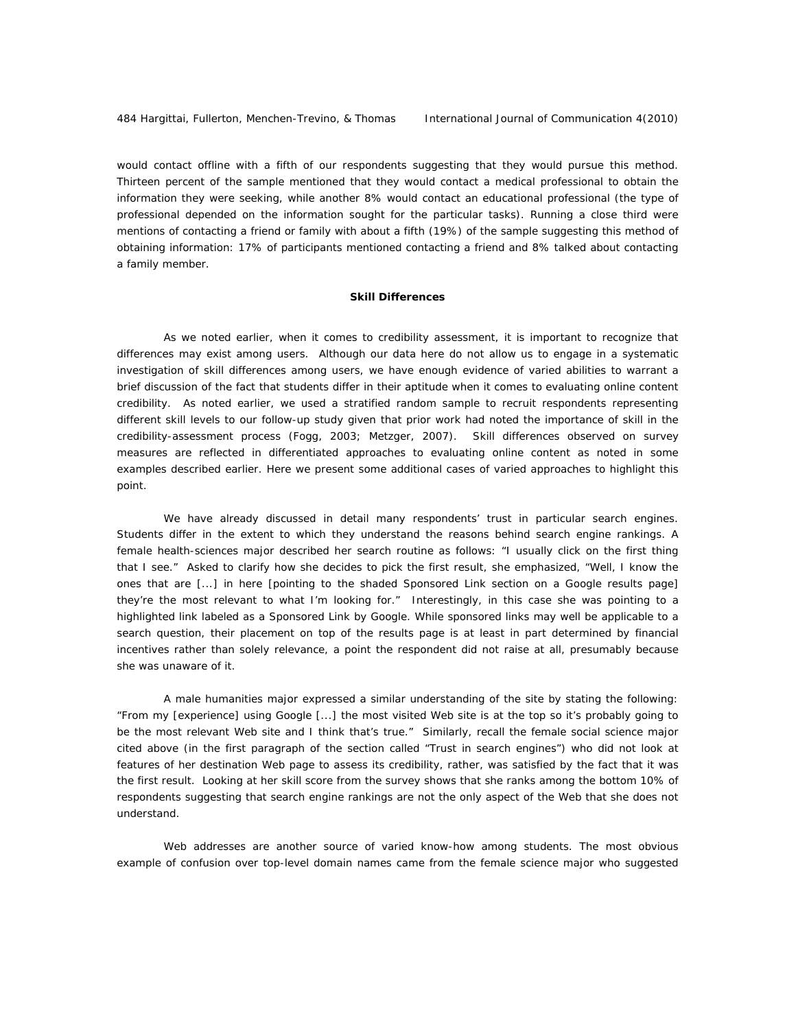would contact offline with a fifth of our respondents suggesting that they would pursue this method. Thirteen percent of the sample mentioned that they would contact a medical professional to obtain the information they were seeking, while another 8% would contact an educational professional (the type of professional depended on the information sought for the particular tasks). Running a close third were mentions of contacting a friend or family with about a fifth (19%) of the sample suggesting this method of obtaining information: 17% of participants mentioned contacting a friend and 8% talked about contacting a family member.

### Skill Differences

As we noted earlier, when it comes to credibility assessment, it is important to recognize that differences may exist among users. Although our data here do not allow us to engage in a systematic investigation of skill differences among users, we have enough evidence of varied abilities to warrant a brief discussion of the fact that students differ in their aptitude when it comes to evaluating online content credibility. As noted earlier, we used a stratified random sample to recruit respondents representing different skill levels to our follow-up study given that prior work had noted the importance of skill in the credibility-assessment process (Fogg, 2003; Metzger, 2007). Skill differences observed on survey measures are reflected in differentiated approaches to evaluating online content as noted in some examples described earlier. Here we present some additional cases of varied approaches to highlight this point.

We have already discussed in detail many respondents' trust in particular search engines. Students differ in the extent to which they understand the reasons behind search engine rankings. A female health-sciences major described her search routine as follows: "I usually click on the first thing that I see." Asked to clarify how she decides to pick the first result, she emphasized, "Well, I know the ones that are [...] in here [pointing to the shaded Sponsored Link section on a Google results page] they're the most relevant to what I'm looking for." Interestingly, in this case she was pointing to a highlighted link labeled as a Sponsored Link by Google. While sponsored links may well be applicable to a search question, their placement on top of the results page is at least in part determined by financial incentives rather than solely relevance, a point the respondent did not raise at all, presumably because she was unaware of it.

A male humanities major expressed a similar understanding of the site by stating the following: "From my [experience] using Google [...] the most visited Web site is at the top so it's probably going to be the most relevant Web site and I think that's true." Similarly, recall the female social science major cited above (in the first paragraph of the section called "Trust in search engines") who did not look at features of her destination Web page to assess its credibility, rather, was satisfied by the fact that it was the first result. Looking at her skill score from the survey shows that she ranks among the bottom 10% of respondents suggesting that search engine rankings are not the only aspect of the Web that she does not understand.

Web addresses are another source of varied know-how among students. The most obvious example of confusion over top-level domain names came from the female science major who suggested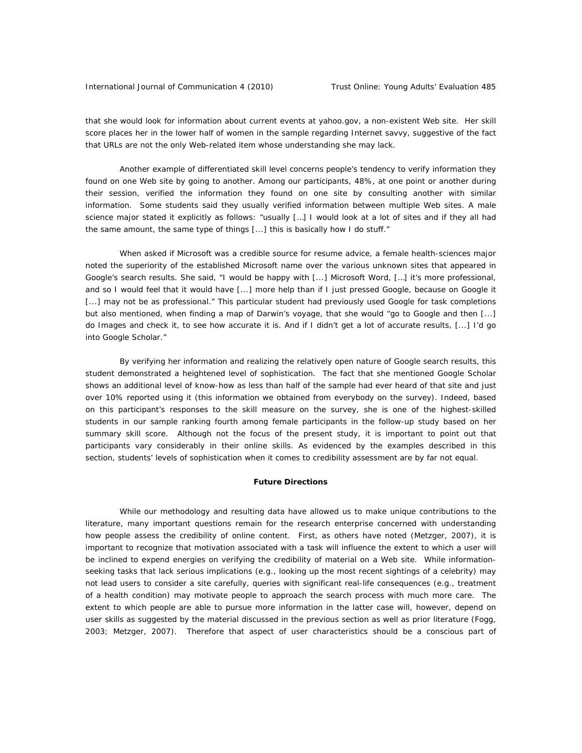that she would look for information about current events at yahoo.gov, a non-existent Web site. Her skill score places her in the lower half of women in the sample regarding Internet savvy, suggestive of the fact that URLs are not the only Web-related item whose understanding she may lack.

Another example of differentiated skill level concerns people's tendency to verify information they found on one Web site by going to another. Among our participants, 48%, at one point or another during their session, verified the information they found on one site by consulting another with similar information. Some students said they usually verified information between multiple Web sites. A male science major stated it explicitly as follows: "usually […] I would look at a lot of sites and if they all had the same amount, the same type of things [...] this is basically how I do stuff."

When asked if Microsoft was a credible source for resume advice, a female health-sciences major noted the superiority of the established Microsoft name over the various unknown sites that appeared in Google's search results. She said, "I would be happy with [...] Microsoft Word, […] it's more professional, and so I would feel that it would have [...] more help than if I just pressed Google, because on Google it [...] may not be as professional." This particular student had previously used Google for task completions but also mentioned, when finding a map of Darwin's voyage, that she would "go to Google and then [...] do Images and check it, to see how accurate it is. And if I didn't get a lot of accurate results, [...] I'd go into Google Scholar."

By verifying her information and realizing the relatively open nature of Google search results, this student demonstrated a heightened level of sophistication. The fact that she mentioned Google Scholar shows an additional level of know-how as less than half of the sample had ever heard of that site and just over 10% reported using it (this information we obtained from everybody on the survey). Indeed, based on this participant's responses to the skill measure on the survey, she is one of the highest-skilled students in our sample ranking fourth among female participants in the follow-up study based on her summary skill score. Although not the focus of the present study, it is important to point out that participants vary considerably in their online skills. As evidenced by the examples described in this section, students' levels of sophistication when it comes to credibility assessment are by far not equal.

## Future Directions

While our methodology and resulting data have allowed us to make unique contributions to the literature, many important questions remain for the research enterprise concerned with understanding how people assess the credibility of online content. First, as others have noted (Metzger, 2007), it is important to recognize that motivation associated with a task will influence the extent to which a user will be inclined to expend energies on verifying the credibility of material on a Web site. While information-seeking tasks that lack serious implications (e.g., looking up the most recent sightings of a celebrity) may not lead users to consider a site carefully, queries with significant real-life consequences (e.g., treatment of a health condition) may motivate people to approach the search process with much more care. The extent to which people are able to pursue more information in the latter case will, however, depend on user skills as suggested by the material discussed in the previous section as well as prior literature (Fogg, 2003; Metzger, 2007). Therefore that aspect of user characteristics should be a conscious part of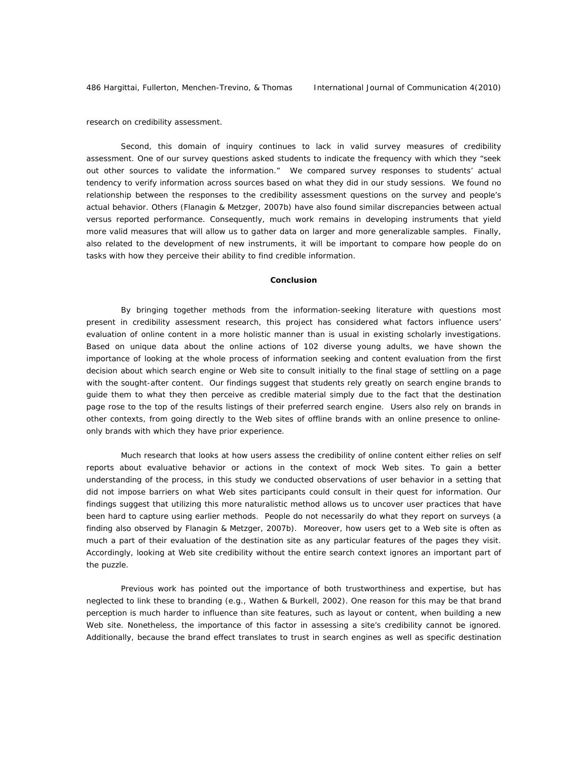research on credibility assessment.

Second, this domain of inquiry continues to lack in valid survey measures of credibility assessment. One of our survey questions asked students to indicate the frequency with which they "seek out other sources to validate the information." We compared survey responses to students' actual tendency to verify information across sources based on what they did in our study sessions. We found no relationship between the responses to the credibility assessment questions on the survey and people's actual behavior. Others (Flanagin & Metzger, 2007b) have also found similar discrepancies between actual versus reported performance. Consequently, much work remains in developing instruments that yield more valid measures that will allow us to gather data on larger and more generalizable samples. Finally, also related to the development of new instruments, it will be important to compare how people do on tasks with how they perceive their ability to find credible information.

## Conclusion

By bringing together methods from the information-seeking literature with questions most present in credibility assessment research, this project has considered what factors influence users' evaluation of online content in a more holistic manner than is usual in existing scholarly investigations. Based on unique data about the online actions of 102 diverse young adults, we have shown the importance of looking at the whole process of information seeking and content evaluation from the first decision about which search engine or Web site to consult initially to the final stage of settling on a page with the sought-after content. Our findings suggest that students rely greatly on search engine brands to guide them to what they then perceive as credible material simply due to the fact that the destination page rose to the top of the results listings of their preferred search engine. Users also rely on brands in other contexts, from going directly to the Web sites of offline brands with an online presence to online-only brands with which they have prior experience.

Much research that looks at how users assess the credibility of online content either relies on self reports about evaluative behavior or actions in the context of mock Web sites. To gain a better understanding of the process, in this study we conducted observations of user behavior in a setting that did not impose barriers on what Web sites participants could consult in their quest for information. Our findings suggest that utilizing this more naturalistic method allows us to uncover user practices that have been hard to capture using earlier methods. People do not necessarily do what they report on surveys (a finding also observed by Flanagin & Metzger, 2007b). Moreover, how users get to a Web site is often as much a part of their evaluation of the destination site as any particular features of the pages they visit. Accordingly, looking at Web site credibility without the entire search context ignores an important part of the puzzle.

Previous work has pointed out the importance of both trustworthiness and expertise, but has neglected to link these to branding (e.g., Wathen & Burkell, 2002). One reason for this may be that brand perception is much harder to influence than site features, such as layout or content, when building a new Web site. Nonetheless, the importance of this factor in assessing a site's credibility cannot be ignored. Additionally, because the brand effect translates to trust in search engines as well as specific destination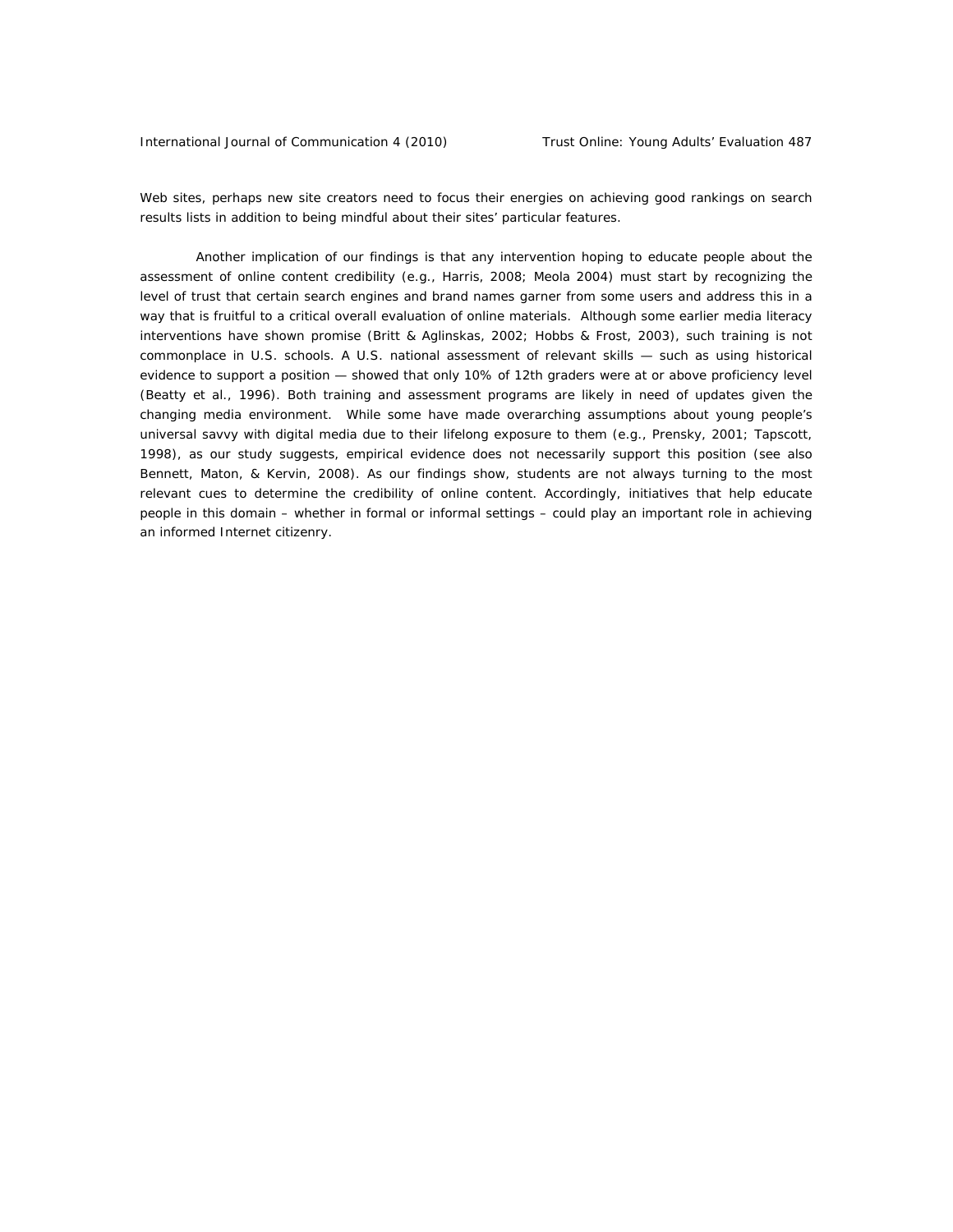Web sites, perhaps new site creators need to focus their energies on achieving good rankings on search results lists in addition to being mindful about their sites' particular features.

Another implication of our findings is that any intervention hoping to educate people about the assessment of online content credibility (e.g., Harris, 2008; Meola 2004) must start by recognizing the level of trust that certain search engines and brand names garner from some users and address this in a way that is fruitful to a critical overall evaluation of online materials. Although some earlier media literacy interventions have shown promise (Britt & Aglinskas, 2002; Hobbs & Frost, 2003), such training is not commonplace in U.S. schools. A U.S. national assessment of relevant skills — such as using historical evidence to support a position — showed that only 10% of 12th graders were at or above proficiency level (Beatty et al., 1996). Both training and assessment programs are likely in need of updates given the changing media environment. While some have made overarching assumptions about young people's universal savvy with digital media due to their lifelong exposure to them (e.g., Prensky, 2001; Tapscott, 1998), as our study suggests, empirical evidence does not necessarily support this position (see also Bennett, Maton, & Kervin, 2008). As our findings show, students are not always turning to the most relevant cues to determine the credibility of online content. Accordingly, initiatives that help educate people in this domain – whether in formal or informal settings – could play an important role in achieving an informed Internet citizenry.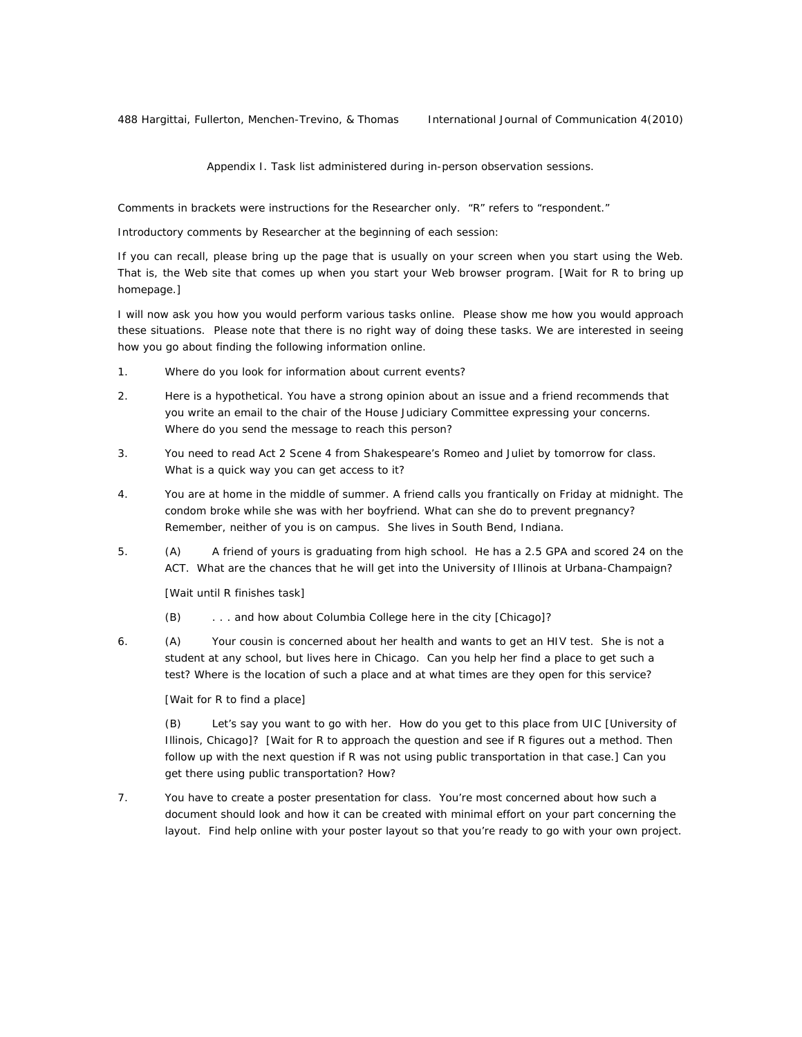Appendix I. Task list administered during in-person observation sessions.

Comments in brackets were instructions for the Researcher only. "R" refers to "respondent."

Introductory comments by Researcher at the beginning of each session:

If you can recall, please bring up the page that is usually on your screen when you start using the Web. That is, the Web site that comes up when you start your Web browser program. [Wait for R to bring up homepage.]

I will now ask you how you would perform various tasks online. Please show me how you would approach these situations. Please note that there is no right way of doing these tasks. We are interested in seeing how you go about finding the following information online.

1. Where do you look for information about current events?

2. Here is a hypothetical. You have a strong opinion about an issue and a friend recommends that you write an email to the chair of the House Judiciary Committee expressing your concerns. Where do you send the message to reach this person?

3. You need to read Act 2 Scene 4 from Shakespeare's Romeo and Juliet by tomorrow for class. What is a quick way you can get access to it?

4. You are at home in the middle of summer. A friend calls you frantically on Friday at midnight. The condom broke while she was with her boyfriend. What can she do to prevent pregnancy? Remember, neither of you is on campus. She lives in South Bend, Indiana.

5. (A) A friend of yours is graduating from high school. He has a 2.5 GPA and scored 24 on the ACT. What are the chances that he will get into the University of Illinois at Urbana-Champaign?

   [Wait until R finishes task]

   (B) . . . and how about Columbia College here in the city [Chicago]?

6. (A) Your cousin is concerned about her health and wants to get an HIV test. She is not a student at any school, but lives here in Chicago. Can you help her find a place to get such a test? Where is the location of such a place and at what times are they open for this service?

   [Wait for R to find a place]

   (B) Let's say you want to go with her. How do you get to this place from UIC [University of Illinois, Chicago]? [Wait for R to approach the question and see if R figures out a method. Then follow up with the next question if R was not using public transportation in that case.] Can you get there using public transportation? How?

7. You have to create a poster presentation for class. You're most concerned about how such a document should look and how it can be created with minimal effort on your part concerning the layout. Find help online with your poster layout so that you're ready to go with your own project.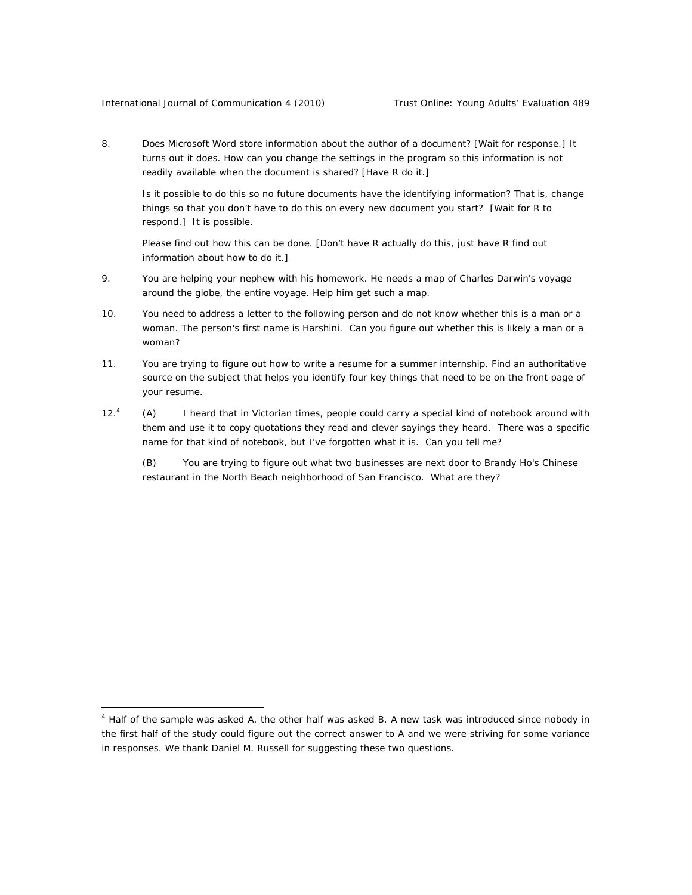8. Does Microsoft Word store information about the author of a document? [Wait for response.] It turns out it does. How can you change the settings in the program so this information is not readily available when the document is shared? [Have R do it.]

   Is it possible to do this so no future documents have the identifying information? That is, change things so that you don't have to do this on every new document you start? [Wait for R to respond.] It is possible.

   Please find out how this can be done. [Don't have R actually do this, just have R find out information about how to do it.]

9. You are helping your nephew with his homework. He needs a map of Charles Darwin's voyage around the globe, the entire voyage. Help him get such a map.

10. You need to address a letter to the following person and do not know whether this is a man or a woman. The person's first name is Harshini. Can you figure out whether this is likely a man or a woman?

11. You are trying to figure out how to write a resume for a summer internship. Find an authoritative source on the subject that helps you identify four key things that need to be on the front page of your resume.

12.[4] (A) I heard that in Victorian times, people could carry a special kind of notebook around with them and use it to copy quotations they read and clever sayings they heard. There was a specific name for that kind of notebook, but I've forgotten what it is. Can you tell me?

   (B) You are trying to figure out what two businesses are next door to Brandy Ho's Chinese restaurant in the North Beach neighborhood of San Francisco. What are they?

---

[4] Half of the sample was asked A, the other half was asked B. A new task was introduced since nobody in the first half of the study could figure out the correct answer to A and we were striving for some variance in responses. We thank Daniel M. Russell for suggesting these two questions.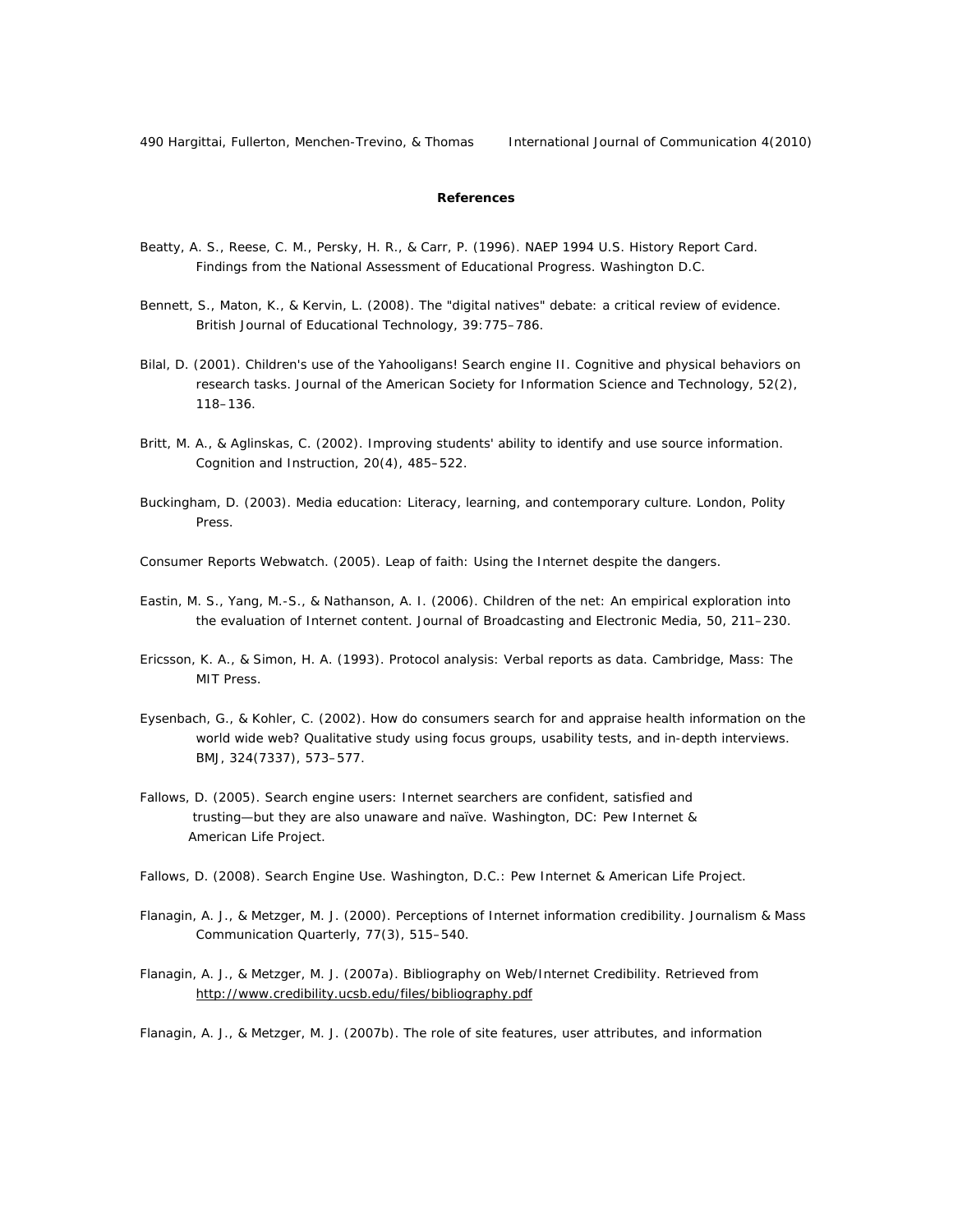**References**

Beatty, A. S., Reese, C. M., Persky, H. R., & Carr, P. (1996). NAEP 1994 U.S. History Report Card. Findings from the National Assessment of Educational Progress. Washington D.C.

Bennett, S., Maton, K., & Kervin, L. (2008). The "digital natives" debate: a critical review of evidence. British Journal of Educational Technology, 39:775–786.

Bilal, D. (2001). Children's use of the Yahooligans! Search engine II. Cognitive and physical behaviors on research tasks. Journal of the American Society for Information Science and Technology, 52(2), 118–136.

Britt, M. A., & Aglinskas, C. (2002). Improving students' ability to identify and use source information. Cognition and Instruction, 20(4), 485–522.

Buckingham, D. (2003). Media education: Literacy, learning, and contemporary culture. London, Polity Press.

Consumer Reports Webwatch. (2005). Leap of faith: Using the Internet despite the dangers.

Eastin, M. S., Yang, M.-S., & Nathanson, A. I. (2006). Children of the net: An empirical exploration into the evaluation of Internet content. Journal of Broadcasting and Electronic Media, 50, 211–230.

Ericsson, K. A., & Simon, H. A. (1993). Protocol analysis: Verbal reports as data. Cambridge, Mass: The MIT Press.

Eysenbach, G., & Kohler, C. (2002). How do consumers search for and appraise health information on the world wide web? Qualitative study using focus groups, usability tests, and in-depth interviews. BMJ, 324(7337), 573–577.

Fallows, D. (2005). Search engine users: Internet searchers are confident, satisfied and trusting—but they are also unaware and naïve. Washington, DC: Pew Internet & American Life Project.

Fallows, D. (2008). Search Engine Use. Washington, D.C.: Pew Internet & American Life Project.

Flanagin, A. J., & Metzger, M. J. (2000). Perceptions of Internet information credibility. Journalism & Mass Communication Quarterly, 77(3), 515–540.

Flanagin, A. J., & Metzger, M. J. (2007a). Bibliography on Web/Internet Credibility. Retrieved from http://www.credibility.ucsb.edu/files/bibliography.pdf

Flanagin, A. J., & Metzger, M. J. (2007b). The role of site features, user attributes, and information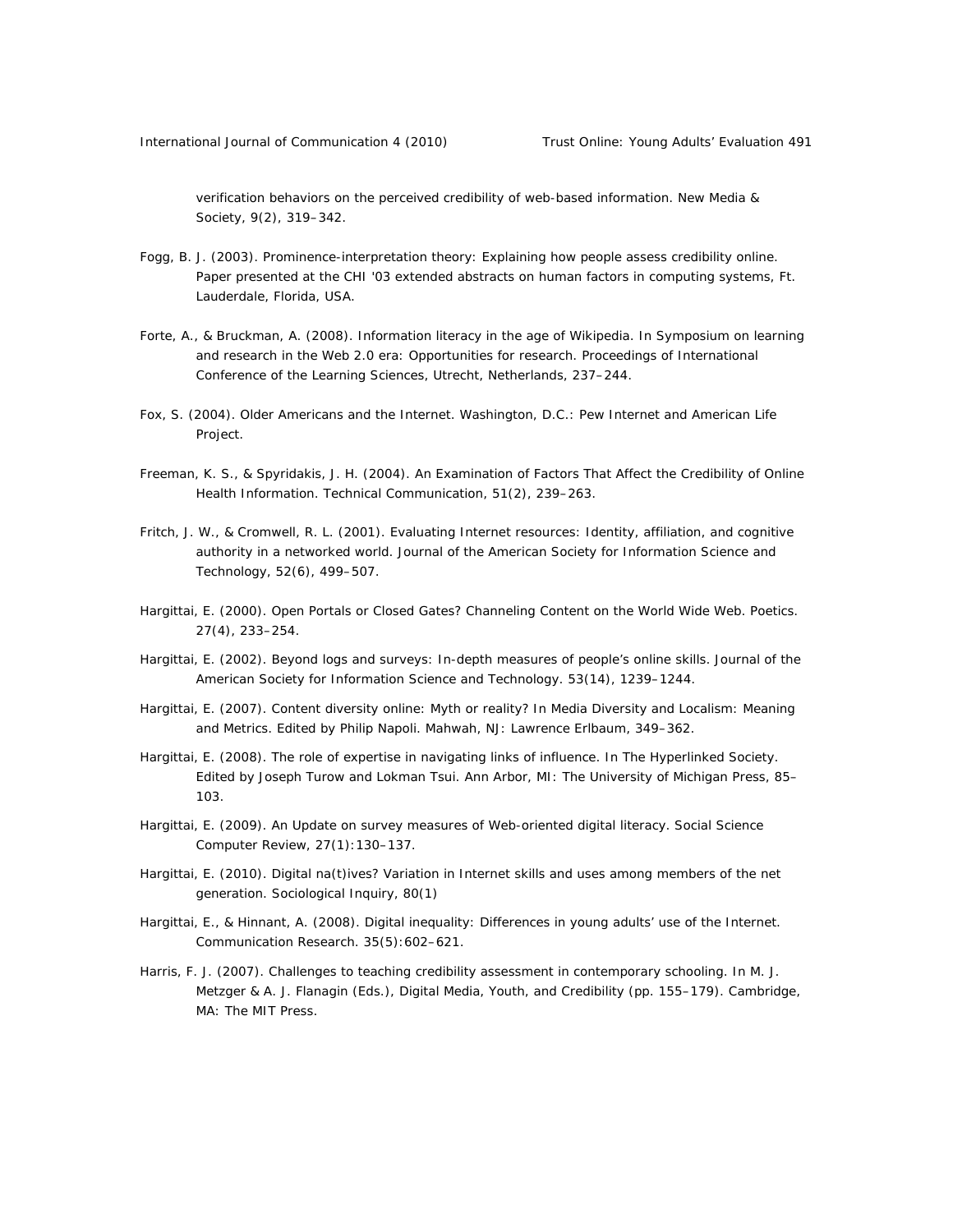verification behaviors on the perceived credibility of web-based information. New Media & Society, 9(2), 319–342.

Fogg, B. J. (2003). Prominence-interpretation theory: Explaining how people assess credibility online. Paper presented at the CHI '03 extended abstracts on human factors in computing systems, Ft. Lauderdale, Florida, USA.

Forte, A., & Bruckman, A. (2008). Information literacy in the age of Wikipedia. In Symposium on learning and research in the Web 2.0 era: Opportunities for research. Proceedings of International Conference of the Learning Sciences, Utrecht, Netherlands, 237–244.

Fox, S. (2004). Older Americans and the Internet. Washington, D.C.: Pew Internet and American Life Project.

Freeman, K. S., & Spyridakis, J. H. (2004). An Examination of Factors That Affect the Credibility of Online Health Information. Technical Communication, 51(2), 239–263.

Fritch, J. W., & Cromwell, R. L. (2001). Evaluating Internet resources: Identity, affiliation, and cognitive authority in a networked world. Journal of the American Society for Information Science and Technology, 52(6), 499–507.

Hargittai, E. (2000). Open Portals or Closed Gates? Channeling Content on the World Wide Web. Poetics. 27(4), 233–254.

Hargittai, E. (2002). Beyond logs and surveys: In-depth measures of people's online skills. Journal of the American Society for Information Science and Technology. 53(14), 1239–1244.

Hargittai, E. (2007). Content diversity online: Myth or reality? In Media Diversity and Localism: Meaning and Metrics. Edited by Philip Napoli. Mahwah, NJ: Lawrence Erlbaum, 349–362.

Hargittai, E. (2008). The role of expertise in navigating links of influence. In The Hyperlinked Society. Edited by Joseph Turow and Lokman Tsui. Ann Arbor, MI: The University of Michigan Press, 85–103.

Hargittai, E. (2009). An Update on survey measures of Web-oriented digital literacy. Social Science Computer Review, 27(1):130–137.

Hargittai, E. (2010). Digital na(t)ives? Variation in Internet skills and uses among members of the net generation. Sociological Inquiry, 80(1)

Hargittai, E., & Hinnant, A. (2008). Digital inequality: Differences in young adults' use of the Internet. Communication Research. 35(5):602–621.

Harris, F. J. (2007). Challenges to teaching credibility assessment in contemporary schooling. In M. J. Metzger & A. J. Flanagin (Eds.), Digital Media, Youth, and Credibility (pp. 155–179). Cambridge, MA: The MIT Press.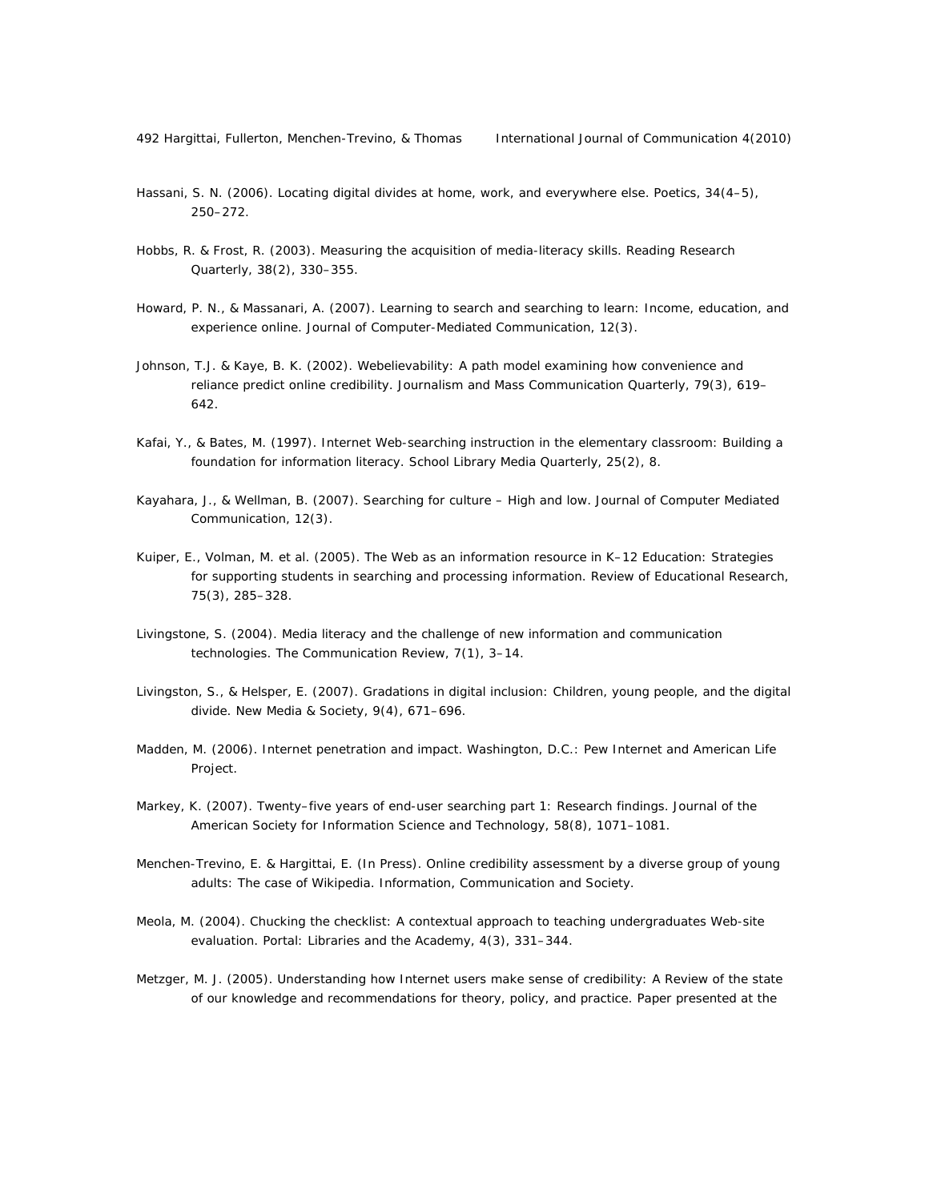Hassani, S. N. (2006). Locating digital divides at home, work, and everywhere else. Poetics, 34(4–5), 250–272.

Hobbs, R. & Frost, R. (2003). Measuring the acquisition of media-literacy skills. Reading Research Quarterly, 38(2), 330–355.

Howard, P. N., & Massanari, A. (2007). Learning to search and searching to learn: Income, education, and experience online. Journal of Computer-Mediated Communication, 12(3).

Johnson, T.J. & Kaye, B. K. (2002). Webelievability: A path model examining how convenience and reliance predict online credibility. Journalism and Mass Communication Quarterly, 79(3), 619–642.

Kafai, Y., & Bates, M. (1997). Internet Web-searching instruction in the elementary classroom: Building a foundation for information literacy. School Library Media Quarterly, 25(2), 8.

Kayahara, J., & Wellman, B. (2007). Searching for culture – High and low. Journal of Computer Mediated Communication, 12(3).

Kuiper, E., Volman, M. et al. (2005). The Web as an information resource in K–12 Education: Strategies for supporting students in searching and processing information. Review of Educational Research, 75(3), 285–328.

Livingstone, S. (2004). Media literacy and the challenge of new information and communication technologies. The Communication Review, 7(1), 3–14.

Livingston, S., & Helsper, E. (2007). Gradations in digital inclusion: Children, young people, and the digital divide. New Media & Society, 9(4), 671–696.

Madden, M. (2006). Internet penetration and impact. Washington, D.C.: Pew Internet and American Life Project.

Markey, K. (2007). Twenty–five years of end-user searching part 1: Research findings. Journal of the American Society for Information Science and Technology, 58(8), 1071–1081.

Menchen-Trevino, E. & Hargittai, E. (In Press). Online credibility assessment by a diverse group of young adults: The case of Wikipedia. Information, Communication and Society.

Meola, M. (2004). Chucking the checklist: A contextual approach to teaching undergraduates Web-site evaluation. Portal: Libraries and the Academy, 4(3), 331–344.

Metzger, M. J. (2005). Understanding how Internet users make sense of credibility: A Review of the state of our knowledge and recommendations for theory, policy, and practice. Paper presented at the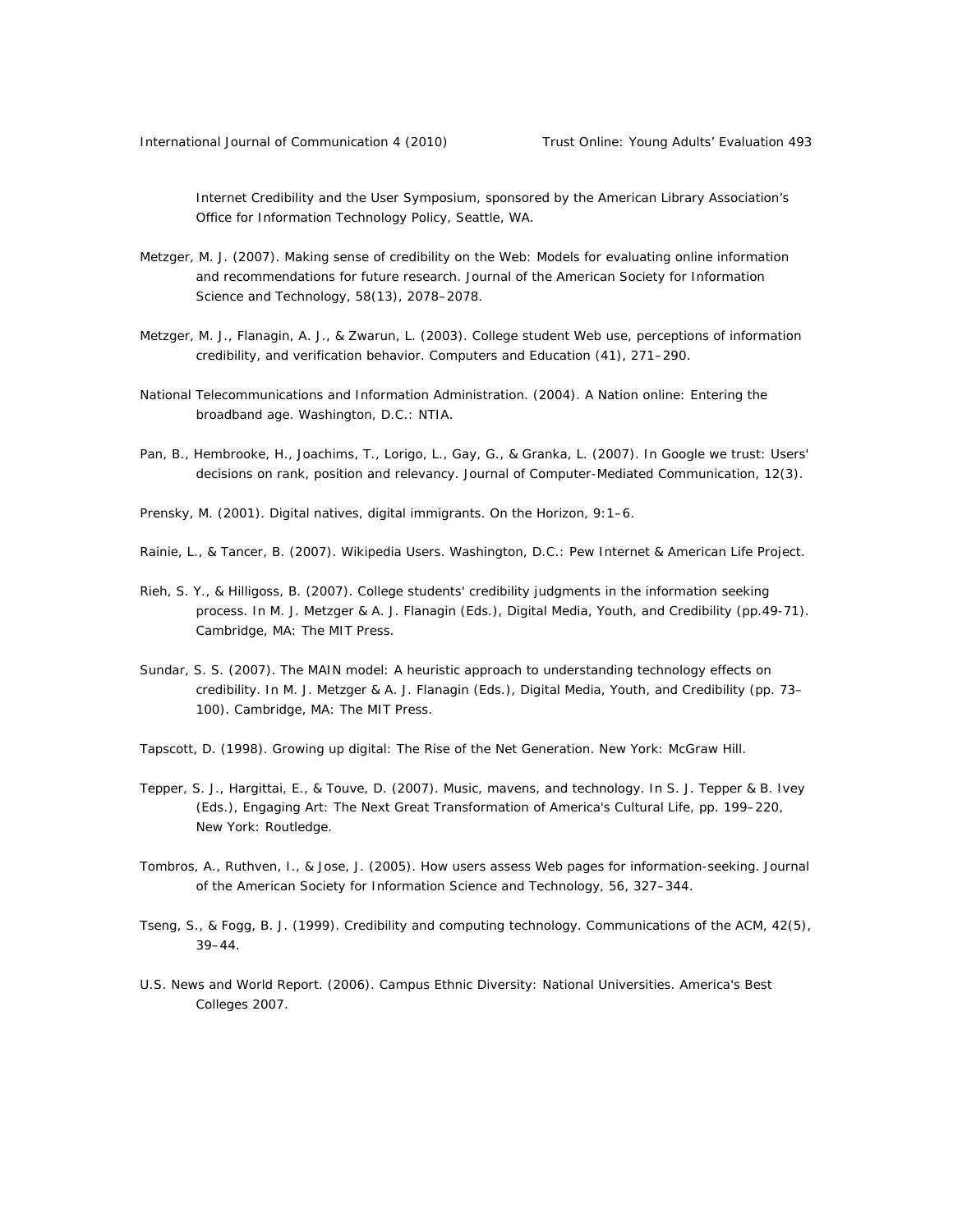Internet Credibility and the User Symposium, sponsored by the American Library Association's Office for Information Technology Policy, Seattle, WA.

Metzger, M. J. (2007). Making sense of credibility on the Web: Models for evaluating online information and recommendations for future research. Journal of the American Society for Information Science and Technology, 58(13), 2078–2078.

Metzger, M. J., Flanagin, A. J., & Zwarun, L. (2003). College student Web use, perceptions of information credibility, and verification behavior. Computers and Education (41), 271–290.

National Telecommunications and Information Administration. (2004). A Nation online: Entering the broadband age. Washington, D.C.: NTIA.

Pan, B., Hembrooke, H., Joachims, T., Lorigo, L., Gay, G., & Granka, L. (2007). In Google we trust: Users' decisions on rank, position and relevancy. Journal of Computer-Mediated Communication, 12(3).

Prensky, M. (2001). Digital natives, digital immigrants. On the Horizon, 9:1–6.

Rainie, L., & Tancer, B. (2007). Wikipedia Users. Washington, D.C.: Pew Internet & American Life Project.

Rieh, S. Y., & Hilligoss, B. (2007). College students' credibility judgments in the information seeking process. In M. J. Metzger & A. J. Flanagin (Eds.), Digital Media, Youth, and Credibility (pp.49-71). Cambridge, MA: The MIT Press.

Sundar, S. S. (2007). The MAIN model: A heuristic approach to understanding technology effects on credibility. In M. J. Metzger & A. J. Flanagin (Eds.), Digital Media, Youth, and Credibility (pp. 73–100). Cambridge, MA: The MIT Press.

Tapscott, D. (1998). Growing up digital: The Rise of the Net Generation. New York: McGraw Hill.

Tepper, S. J., Hargittai, E., & Touve, D. (2007). Music, mavens, and technology. In S. J. Tepper & B. Ivey (Eds.), Engaging Art: The Next Great Transformation of America's Cultural Life, pp. 199–220, New York: Routledge.

Tombros, A., Ruthven, I., & Jose, J. (2005). How users assess Web pages for information-seeking. Journal of the American Society for Information Science and Technology, 56, 327–344.

Tseng, S., & Fogg, B. J. (1999). Credibility and computing technology. Communications of the ACM, 42(5), 39–44.

U.S. News and World Report. (2006). Campus Ethnic Diversity: National Universities. America's Best Colleges 2007.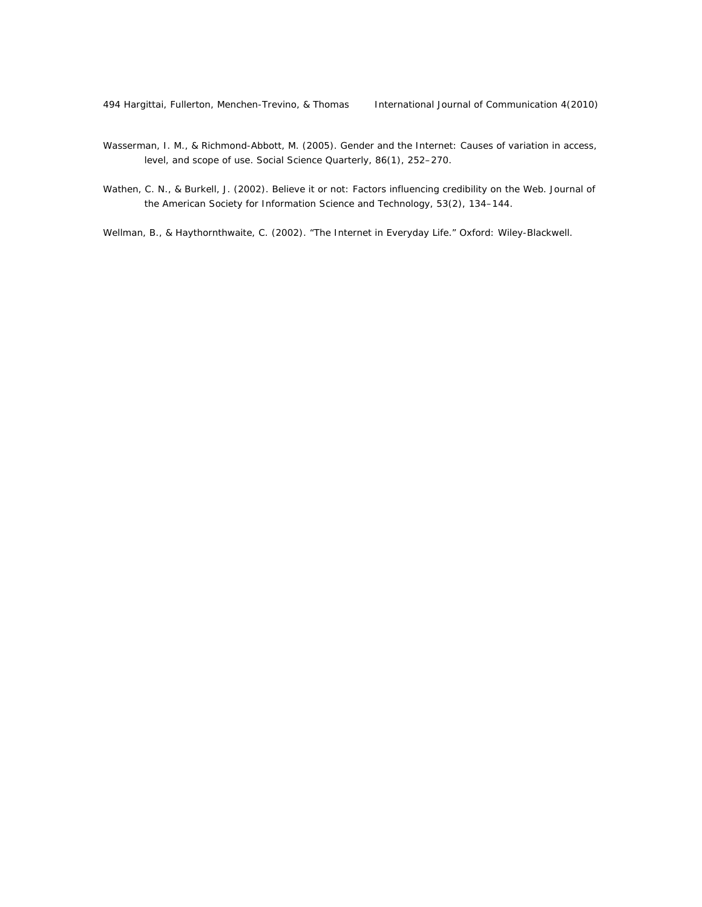Wasserman, I. M., & Richmond-Abbott, M. (2005). Gender and the Internet: Causes of variation in access, level, and scope of use. Social Science Quarterly, 86(1), 252–270.

Wathen, C. N., & Burkell, J. (2002). Believe it or not: Factors influencing credibility on the Web. Journal of the American Society for Information Science and Technology, 53(2), 134–144.

Wellman, B., & Haythornthwaite, C. (2002). "The Internet in Everyday Life." Oxford: Wiley-Blackwell.